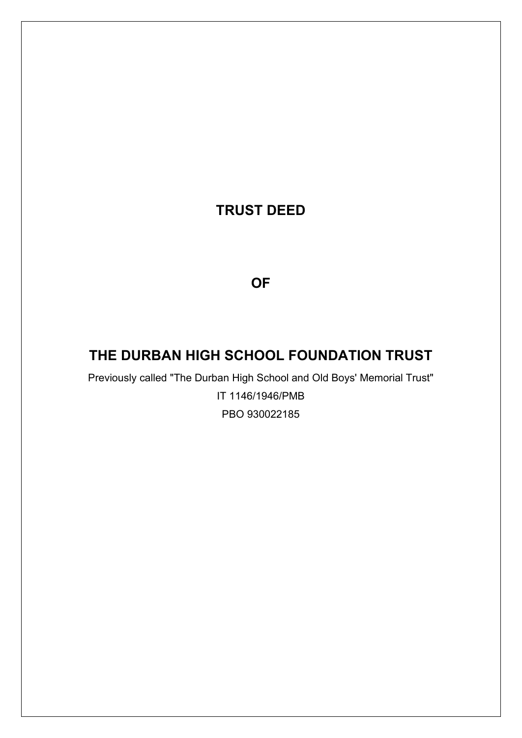# TRUST DEED

# OF

# THE DURBAN HIGH SCHOOL FOUNDATION TRUST

Previously called "The Durban High School and Old Boys' Memorial Trust"

IT 1146/1946/PMB

PBO 930022185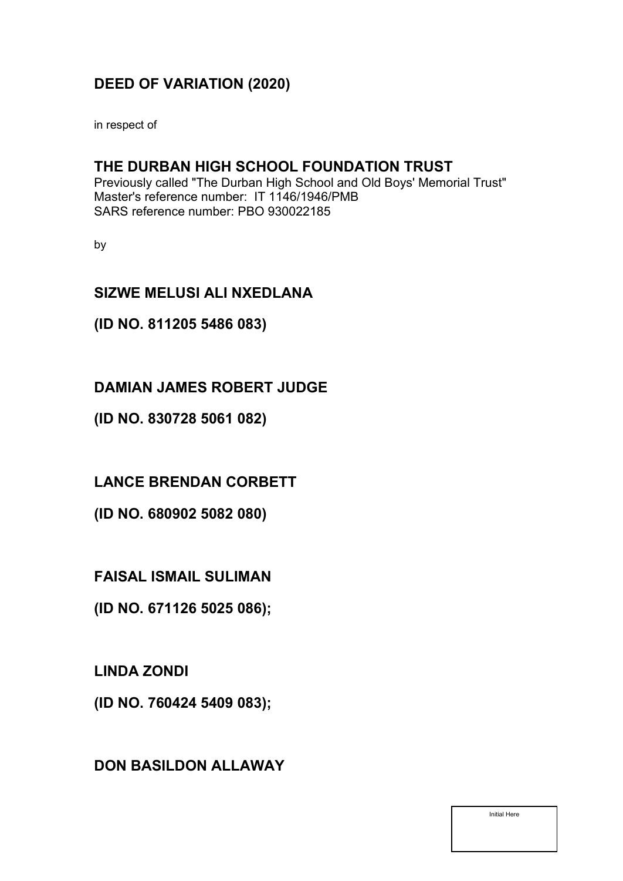# DEED OF VARIATION (2020)

in respect of

## THE DURBAN HIGH SCHOOL FOUNDATION TRUST

Previously called "The Durban High School and Old Boys' Memorial Trust"
Master's reference number: IT 1146/1946/PMB
SARS reference number: PBO 930022185

by

**SIZWE MELUSI ALI NXEDLANA**

**(ID NO. 811205 5486 083)**

**DAMIAN JAMES ROBERT JUDGE**

**(ID NO. 830728 5061 082)**

**LANCE BRENDAN CORBETT**

**(ID NO. 680902 5082 080)**

**FAISAL ISMAIL SULIMAN**

**(ID NO. 671126 5025 086);**

**LINDA ZONDI**

**(ID NO. 760424 5409 083);**

**DON BASILDON ALLAWAY**

Initial Here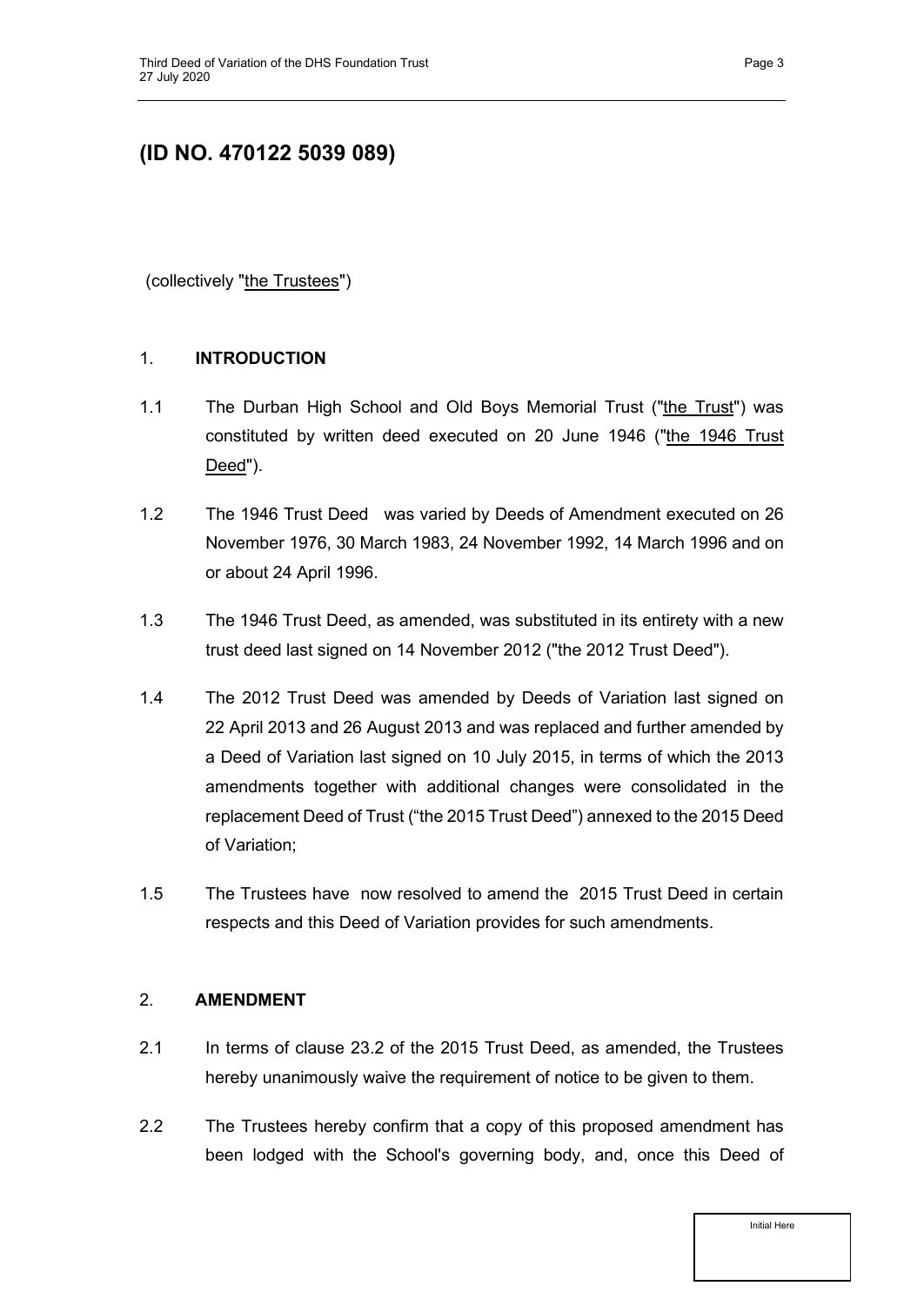## (ID NO. 470122 5039 089)

(collectively "the Trustees")

1. **INTRODUCTION**

1.1 The Durban High School and Old Boys Memorial Trust ("the Trust") was constituted by written deed executed on 20 June 1946 ("the 1946 Trust Deed").

1.2 The 1946 Trust Deed was varied by Deeds of Amendment executed on 26 November 1976, 30 March 1983, 24 November 1992, 14 March 1996 and on or about 24 April 1996.

1.3 The 1946 Trust Deed, as amended, was substituted in its entirety with a new trust deed last signed on 14 November 2012 ("the 2012 Trust Deed").

1.4 The 2012 Trust Deed was amended by Deeds of Variation last signed on 22 April 2013 and 26 August 2013 and was replaced and further amended by a Deed of Variation last signed on 10 July 2015, in terms of which the 2013 amendments together with additional changes were consolidated in the replacement Deed of Trust ("the 2015 Trust Deed") annexed to the 2015 Deed of Variation;

1.5 The Trustees have now resolved to amend the 2015 Trust Deed in certain respects and this Deed of Variation provides for such amendments.

2. **AMENDMENT**

2.1 In terms of clause 23.2 of the 2015 Trust Deed, as amended, the Trustees hereby unanimously waive the requirement of notice to be given to them.

2.2 The Trustees hereby confirm that a copy of this proposed amendment has been lodged with the School's governing body, and, once this Deed of

Initial Here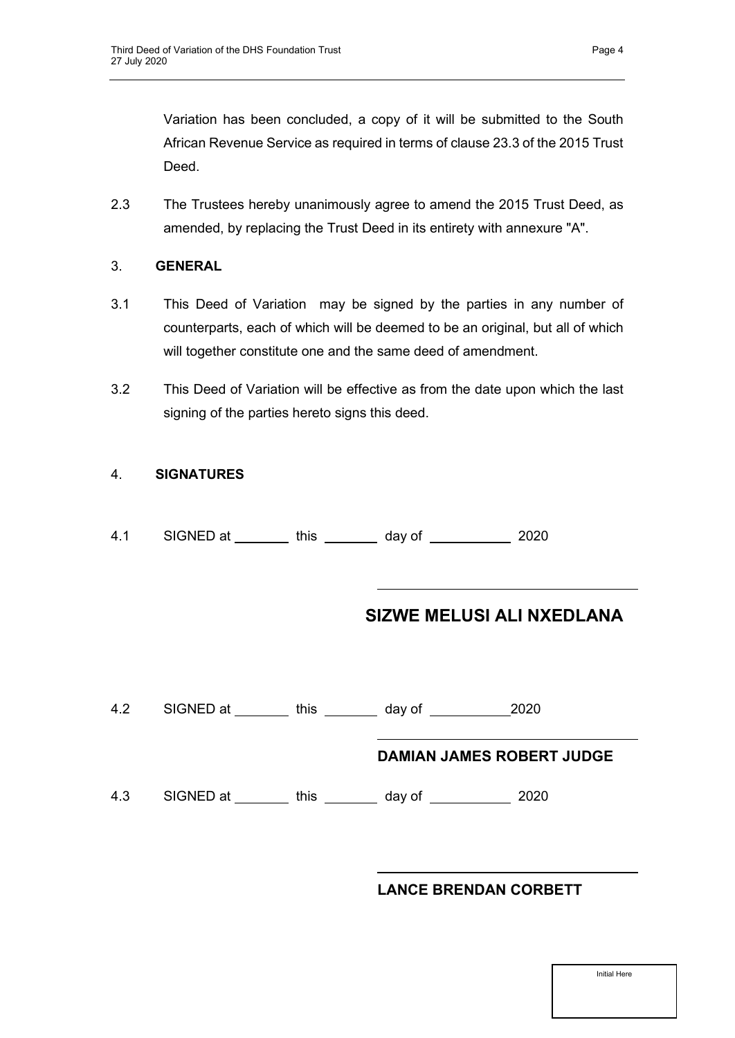Variation has been concluded, a copy of it will be submitted to the South African Revenue Service as required in terms of clause 23.3 of the 2015 Trust Deed.

2.3 The Trustees hereby unanimously agree to amend the 2015 Trust Deed, as amended, by replacing the Trust Deed in its entirety with annexure "A".

3. **GENERAL**

3.1 This Deed of Variation may be signed by the parties in any number of counterparts, each of which will be deemed to be an original, but all of which will together constitute one and the same deed of amendment.

3.2 This Deed of Variation will be effective as from the date upon which the last signing of the parties hereto signs this deed.

4. **SIGNATURES**

4.1 SIGNED at ________ this ________ day of ___________ 2020

_________________________________

**SIZWE MELUSI ALI NXEDLANA**

4.2 SIGNED at ________ this ________ day of ___________2020

_________________________________

**DAMIAN JAMES ROBERT JUDGE**

4.3 SIGNED at ________ this ________ day of ___________ 2020

_________________________________

**LANCE BRENDAN CORBETT**

Initial Here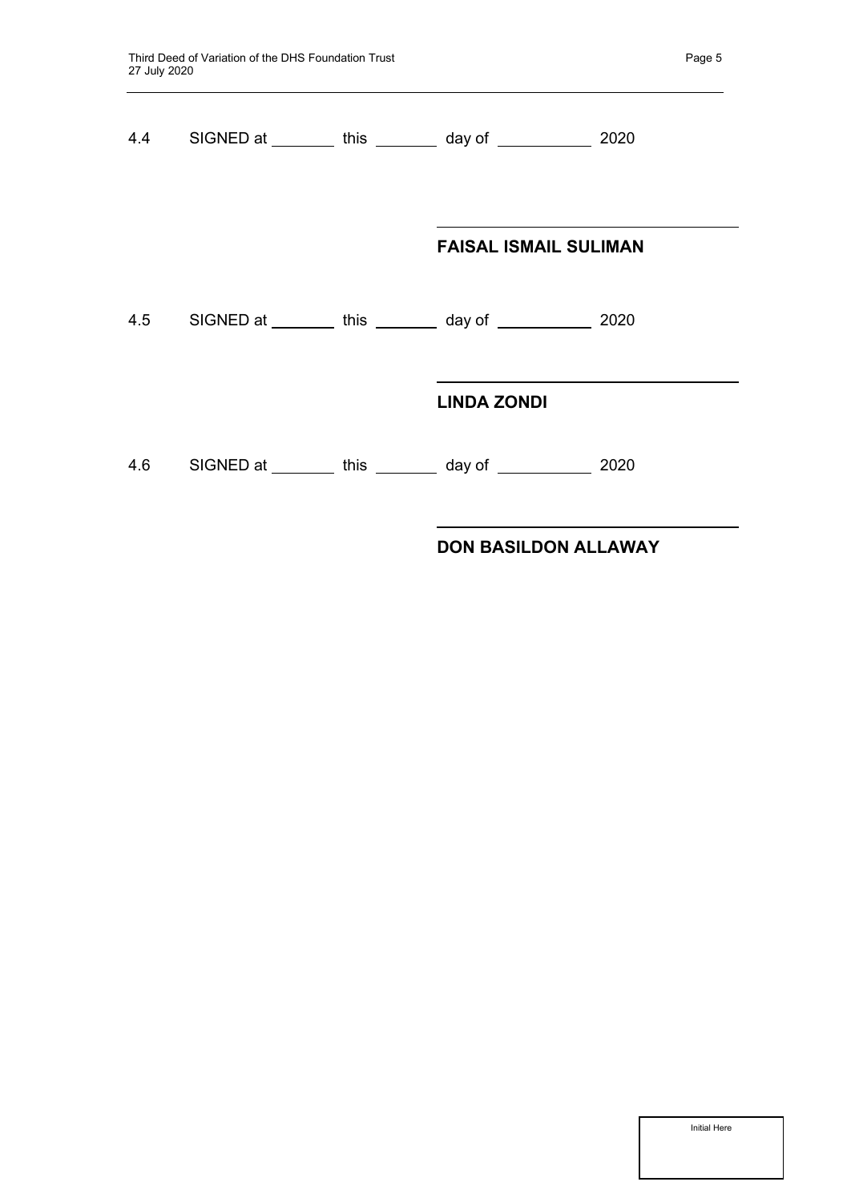4.4 SIGNED at ________ this ________ day of ___________ 2020

\_\_\_\_\_\_\_\_\_\_\_\_\_\_\_\_\_\_\_\_\_\_\_\_\_\_\_\_\_\_\_\_\_\_\_\_

**FAISAL ISMAIL SULIMAN**

4.5 SIGNED at ________ this ________ day of ___________ 2020

\_\_\_\_\_\_\_\_\_\_\_\_\_\_\_\_\_\_\_\_\_\_\_\_\_\_\_\_\_\_\_\_\_\_\_\_

**LINDA ZONDI**

4.6 SIGNED at ________ this ________ day of ___________ 2020

\_\_\_\_\_\_\_\_\_\_\_\_\_\_\_\_\_\_\_\_\_\_\_\_\_\_\_\_\_\_\_\_\_\_\_\_

**DON BASILDON ALLAWAY**

Initial Here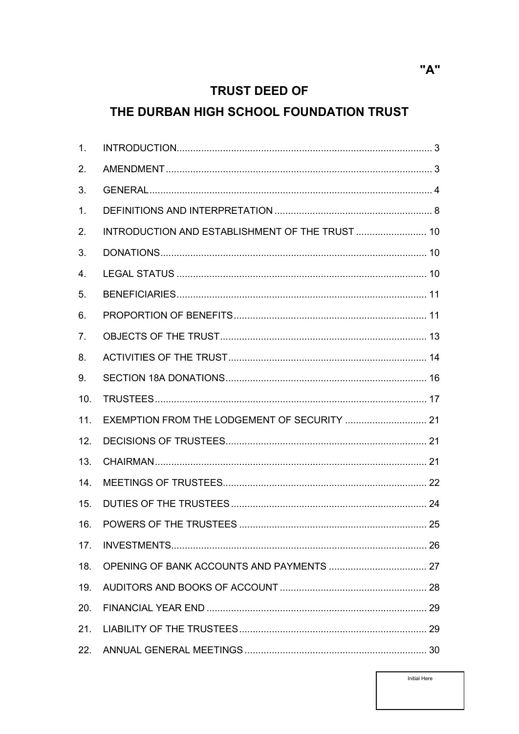**"A"**

# TRUST DEED OF
# THE DURBAN HIGH SCHOOL FOUNDATION TRUST

| | | |
|---|---|---|
| 1. | INTRODUCTION | 3 |
| 2. | AMENDMENT | 3 |
| 3. | GENERAL | 4 |
| 1. | DEFINITIONS AND INTERPRETATION | 8 |
| 2. | INTRODUCTION AND ESTABLISHMENT OF THE TRUST | 10 |
| 3. | DONATIONS | 10 |
| 4. | LEGAL STATUS | 10 |
| 5. | BENEFICIARIES | 11 |
| 6. | PROPORTION OF BENEFITS | 11 |
| 7. | OBJECTS OF THE TRUST | 13 |
| 8. | ACTIVITIES OF THE TRUST | 14 |
| 9. | SECTION 18A DONATIONS | 16 |
| 10. | TRUSTEES | 17 |
| 11. | EXEMPTION FROM THE LODGEMENT OF SECURITY | 21 |
| 12. | DECISIONS OF TRUSTEES | 21 |
| 13. | CHAIRMAN | 21 |
| 14. | MEETINGS OF TRUSTEES | 22 |
| 15. | DUTIES OF THE TRUSTEES | 24 |
| 16. | POWERS OF THE TRUSTEES | 25 |
| 17. | INVESTMENTS | 26 |
| 18. | OPENING OF BANK ACCOUNTS AND PAYMENTS | 27 |
| 19. | AUDITORS AND BOOKS OF ACCOUNT | 28 |
| 20. | FINANCIAL YEAR END | 29 |
| 21. | LIABILITY OF THE TRUSTEES | 29 |
| 22. | ANNUAL GENERAL MEETINGS | 30 |

Initial Here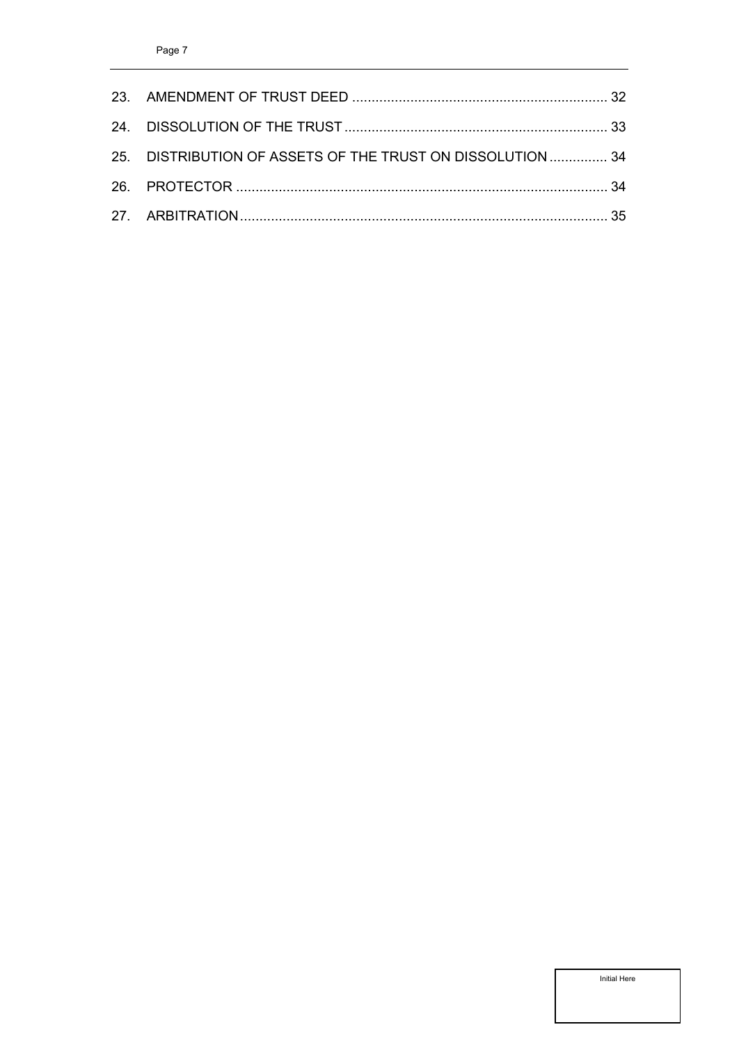23. AMENDMENT OF TRUST DEED .................................................................. 32

24. DISSOLUTION OF THE TRUST .................................................................... 33

25. DISTRIBUTION OF ASSETS OF THE TRUST ON DISSOLUTION ............... 34

26. PROTECTOR ................................................................................................ 34

27. ARBITRATION ............................................................................................... 35

Initial Here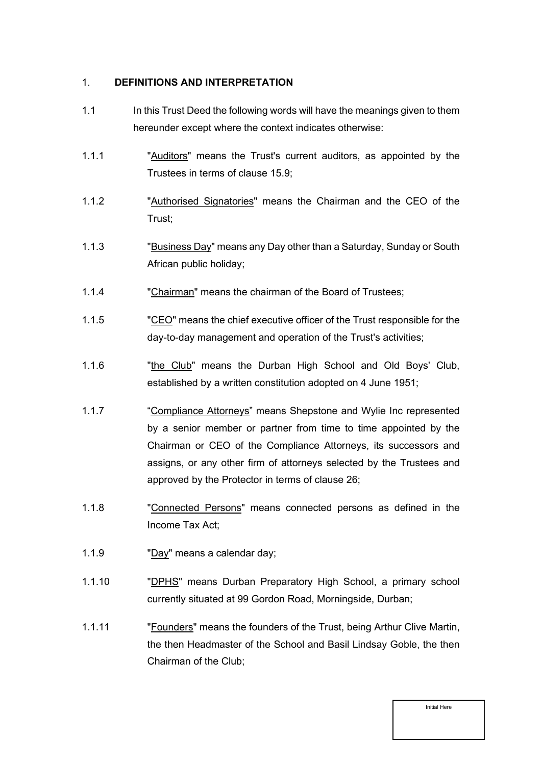1. **DEFINITIONS AND INTERPRETATION**

1.1 In this Trust Deed the following words will have the meanings given to them hereunder except where the context indicates otherwise:

1.1.1 "Auditors" means the Trust's current auditors, as appointed by the Trustees in terms of clause 15.9;

1.1.2 "Authorised Signatories" means the Chairman and the CEO of the Trust;

1.1.3 "Business Day" means any Day other than a Saturday, Sunday or South African public holiday;

1.1.4 "Chairman" means the chairman of the Board of Trustees;

1.1.5 "CEO" means the chief executive officer of the Trust responsible for the day-to-day management and operation of the Trust's activities;

1.1.6 "the Club" means the Durban High School and Old Boys' Club, established by a written constitution adopted on 4 June 1951;

1.1.7 "Compliance Attorneys" means Shepstone and Wylie Inc represented by a senior member or partner from time to time appointed by the Chairman or CEO of the Compliance Attorneys, its successors and assigns, or any other firm of attorneys selected by the Trustees and approved by the Protector in terms of clause 26;

1.1.8 "Connected Persons" means connected persons as defined in the Income Tax Act;

1.1.9 "Day" means a calendar day;

1.1.10 "DPHS" means Durban Preparatory High School, a primary school currently situated at 99 Gordon Road, Morningside, Durban;

1.1.11 "Founders" means the founders of the Trust, being Arthur Clive Martin, the then Headmaster of the School and Basil Lindsay Goble, the then Chairman of the Club;

Initial Here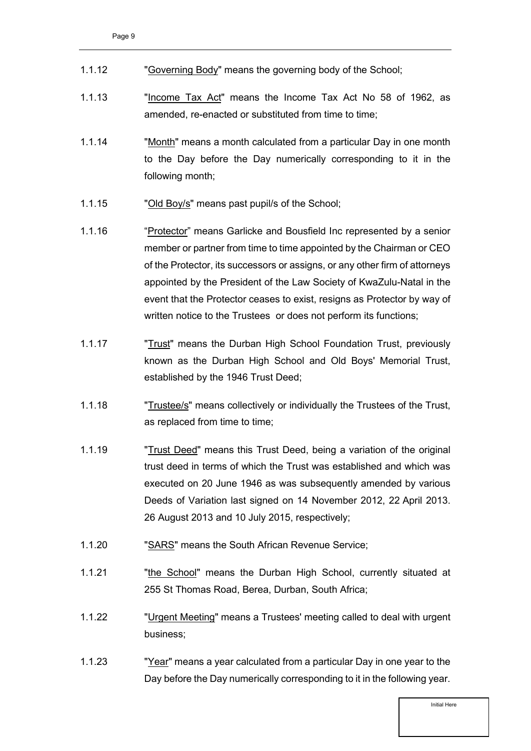1.1.12 "Governing Body" means the governing body of the School;

1.1.13 "Income Tax Act" means the Income Tax Act No 58 of 1962, as amended, re-enacted or substituted from time to time;

1.1.14 "Month" means a month calculated from a particular Day in one month to the Day before the Day numerically corresponding to it in the following month;

1.1.15 "Old Boy/s" means past pupil/s of the School;

1.1.16 "Protector" means Garlicke and Bousfield Inc represented by a senior member or partner from time to time appointed by the Chairman or CEO of the Protector, its successors or assigns, or any other firm of attorneys appointed by the President of the Law Society of KwaZulu-Natal in the event that the Protector ceases to exist, resigns as Protector by way of written notice to the Trustees or does not perform its functions;

1.1.17 "Trust" means the Durban High School Foundation Trust, previously known as the Durban High School and Old Boys' Memorial Trust, established by the 1946 Trust Deed;

1.1.18 "Trustee/s" means collectively or individually the Trustees of the Trust, as replaced from time to time;

1.1.19 "Trust Deed" means this Trust Deed, being a variation of the original trust deed in terms of which the Trust was established and which was executed on 20 June 1946 as was subsequently amended by various Deeds of Variation last signed on 14 November 2012, 22 April 2013. 26 August 2013 and 10 July 2015, respectively;

1.1.20 "SARS" means the South African Revenue Service;

1.1.21 "the School" means the Durban High School, currently situated at 255 St Thomas Road, Berea, Durban, South Africa;

1.1.22 "Urgent Meeting" means a Trustees' meeting called to deal with urgent business;

1.1.23 "Year" means a year calculated from a particular Day in one year to the Day before the Day numerically corresponding to it in the following year.

Initial Here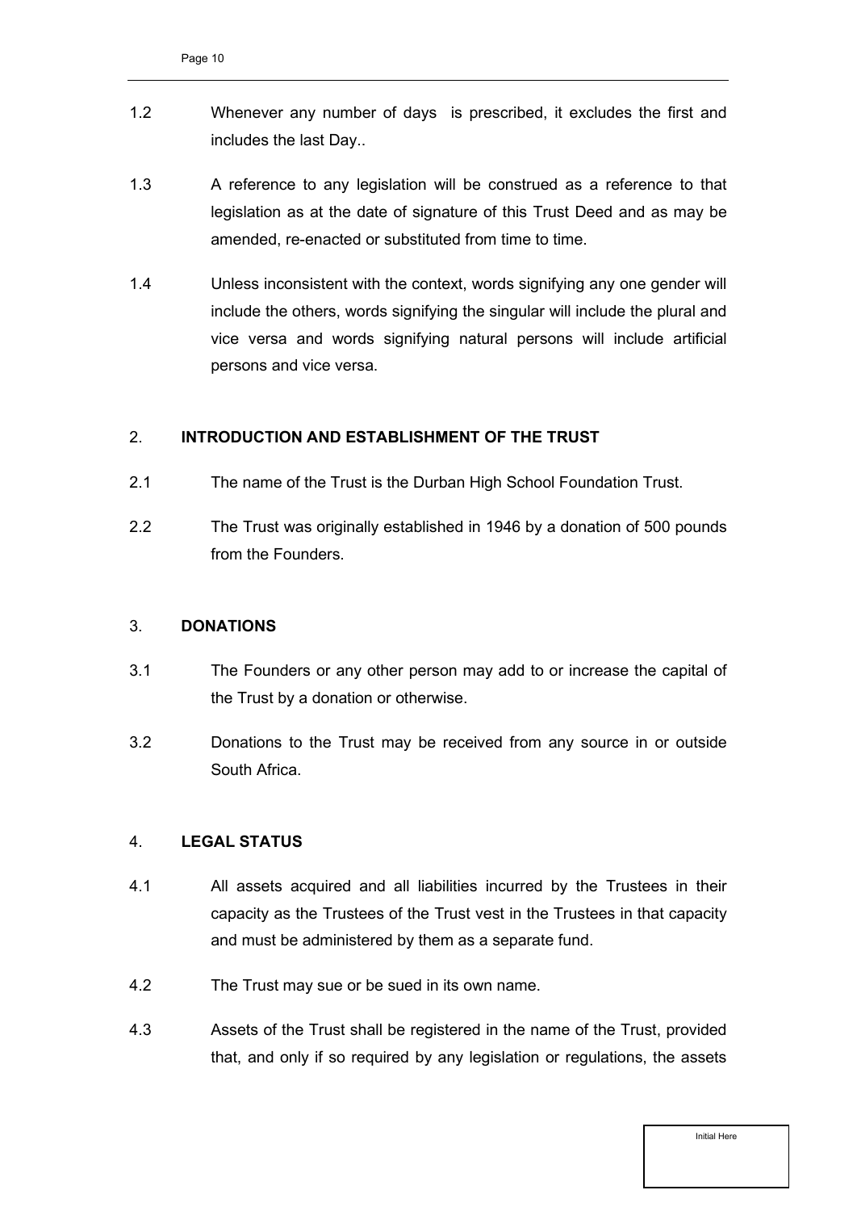1.2 Whenever any number of days is prescribed, it excludes the first and includes the last Day..

1.3 A reference to any legislation will be construed as a reference to that legislation as at the date of signature of this Trust Deed and as may be amended, re-enacted or substituted from time to time.

1.4 Unless inconsistent with the context, words signifying any one gender will include the others, words signifying the singular will include the plural and vice versa and words signifying natural persons will include artificial persons and vice versa.

## 2. INTRODUCTION AND ESTABLISHMENT OF THE TRUST

2.1 The name of the Trust is the Durban High School Foundation Trust.

2.2 The Trust was originally established in 1946 by a donation of 500 pounds from the Founders.

## 3. DONATIONS

3.1 The Founders or any other person may add to or increase the capital of the Trust by a donation or otherwise.

3.2 Donations to the Trust may be received from any source in or outside South Africa.

## 4. LEGAL STATUS

4.1 All assets acquired and all liabilities incurred by the Trustees in their capacity as the Trustees of the Trust vest in the Trustees in that capacity and must be administered by them as a separate fund.

4.2 The Trust may sue or be sued in its own name.

4.3 Assets of the Trust shall be registered in the name of the Trust, provided that, and only if so required by any legislation or regulations, the assets

Initial Here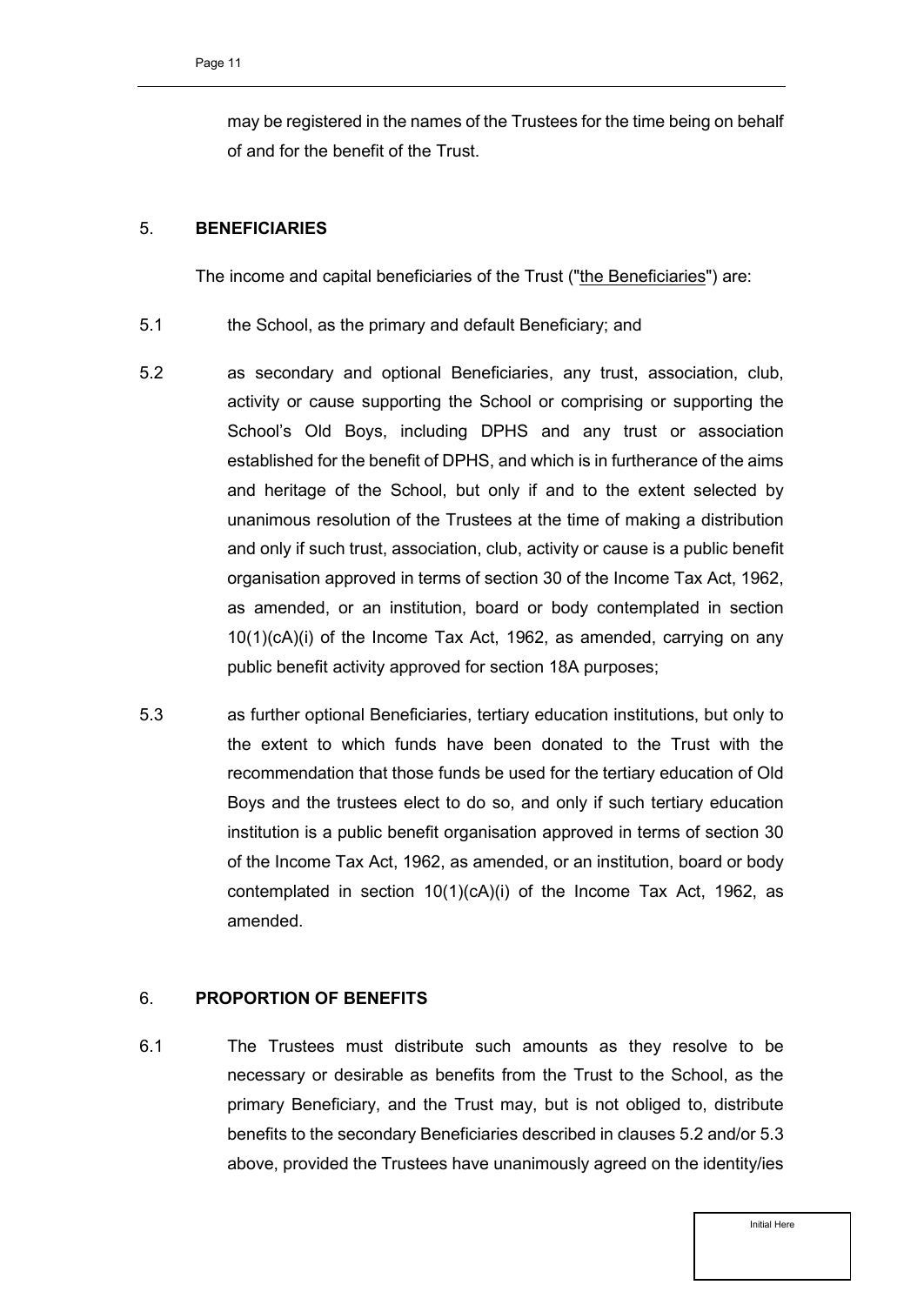may be registered in the names of the Trustees for the time being on behalf of and for the benefit of the Trust.

## 5. **BENEFICIARIES**

The income and capital beneficiaries of the Trust ("the Beneficiaries") are:

5.1 the School, as the primary and default Beneficiary; and

5.2 as secondary and optional Beneficiaries, any trust, association, club, activity or cause supporting the School or comprising or supporting the School's Old Boys, including DPHS and any trust or association established for the benefit of DPHS, and which is in furtherance of the aims and heritage of the School, but only if and to the extent selected by unanimous resolution of the Trustees at the time of making a distribution and only if such trust, association, club, activity or cause is a public benefit organisation approved in terms of section 30 of the Income Tax Act, 1962, as amended, or an institution, board or body contemplated in section 10(1)(cA)(i) of the Income Tax Act, 1962, as amended, carrying on any public benefit activity approved for section 18A purposes;

5.3 as further optional Beneficiaries, tertiary education institutions, but only to the extent to which funds have been donated to the Trust with the recommendation that those funds be used for the tertiary education of Old Boys and the trustees elect to do so, and only if such tertiary education institution is a public benefit organisation approved in terms of section 30 of the Income Tax Act, 1962, as amended, or an institution, board or body contemplated in section 10(1)(cA)(i) of the Income Tax Act, 1962, as amended.

## 6. **PROPORTION OF BENEFITS**

6.1 The Trustees must distribute such amounts as they resolve to be necessary or desirable as benefits from the Trust to the School, as the primary Beneficiary, and the Trust may, but is not obliged to, distribute benefits to the secondary Beneficiaries described in clauses 5.2 and/or 5.3 above, provided the Trustees have unanimously agreed on the identity/ies

Initial Here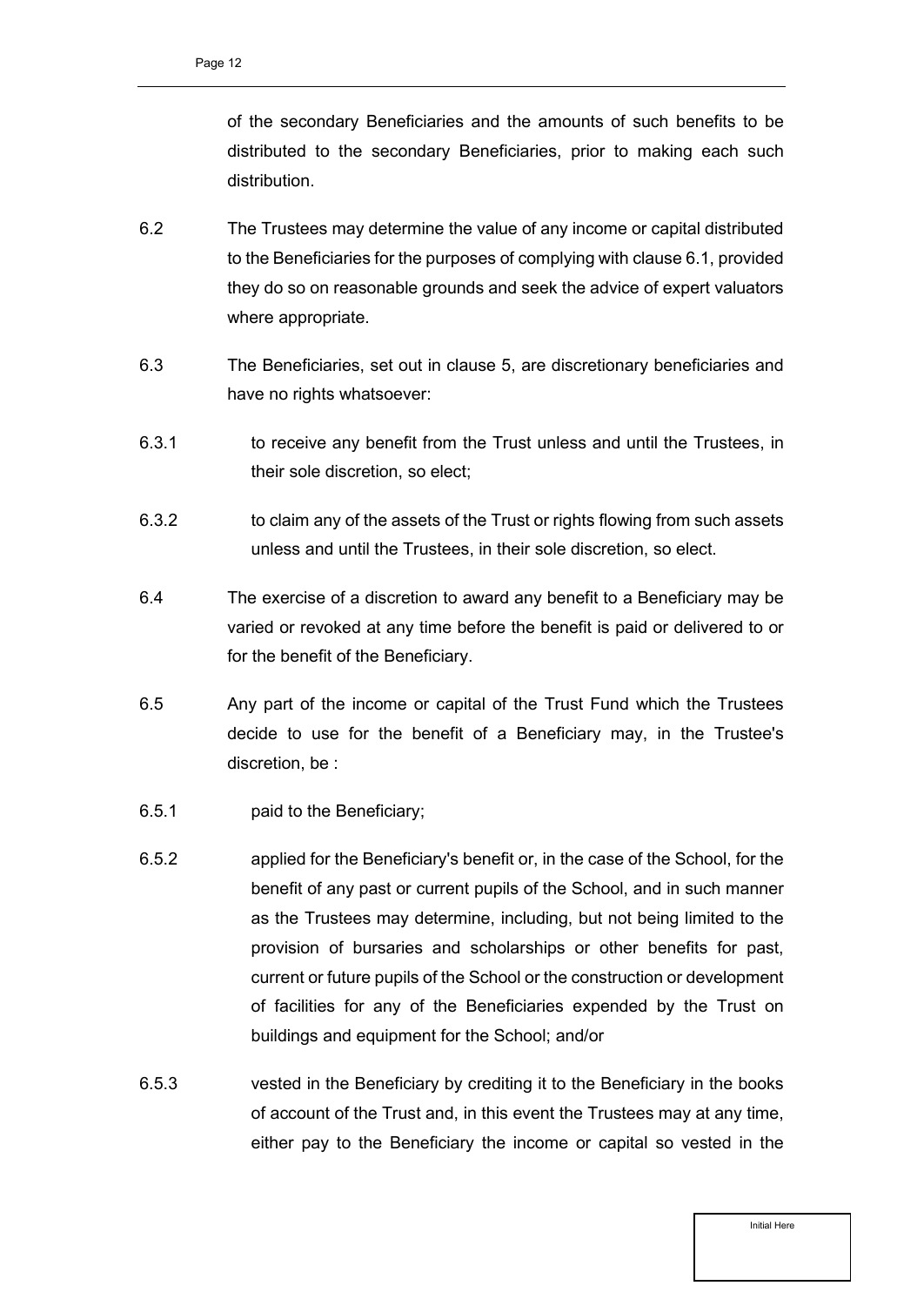of the secondary Beneficiaries and the amounts of such benefits to be distributed to the secondary Beneficiaries, prior to making each such distribution.

6.2 The Trustees may determine the value of any income or capital distributed to the Beneficiaries for the purposes of complying with clause 6.1, provided they do so on reasonable grounds and seek the advice of expert valuators where appropriate.

6.3 The Beneficiaries, set out in clause 5, are discretionary beneficiaries and have no rights whatsoever:

6.3.1 to receive any benefit from the Trust unless and until the Trustees, in their sole discretion, so elect;

6.3.2 to claim any of the assets of the Trust or rights flowing from such assets unless and until the Trustees, in their sole discretion, so elect.

6.4 The exercise of a discretion to award any benefit to a Beneficiary may be varied or revoked at any time before the benefit is paid or delivered to or for the benefit of the Beneficiary.

6.5 Any part of the income or capital of the Trust Fund which the Trustees decide to use for the benefit of a Beneficiary may, in the Trustee's discretion, be :

6.5.1 paid to the Beneficiary;

6.5.2 applied for the Beneficiary's benefit or, in the case of the School, for the benefit of any past or current pupils of the School, and in such manner as the Trustees may determine, including, but not being limited to the provision of bursaries and scholarships or other benefits for past, current or future pupils of the School or the construction or development of facilities for any of the Beneficiaries expended by the Trust on buildings and equipment for the School; and/or

6.5.3 vested in the Beneficiary by crediting it to the Beneficiary in the books of account of the Trust and, in this event the Trustees may at any time, either pay to the Beneficiary the income or capital so vested in the

Initial Here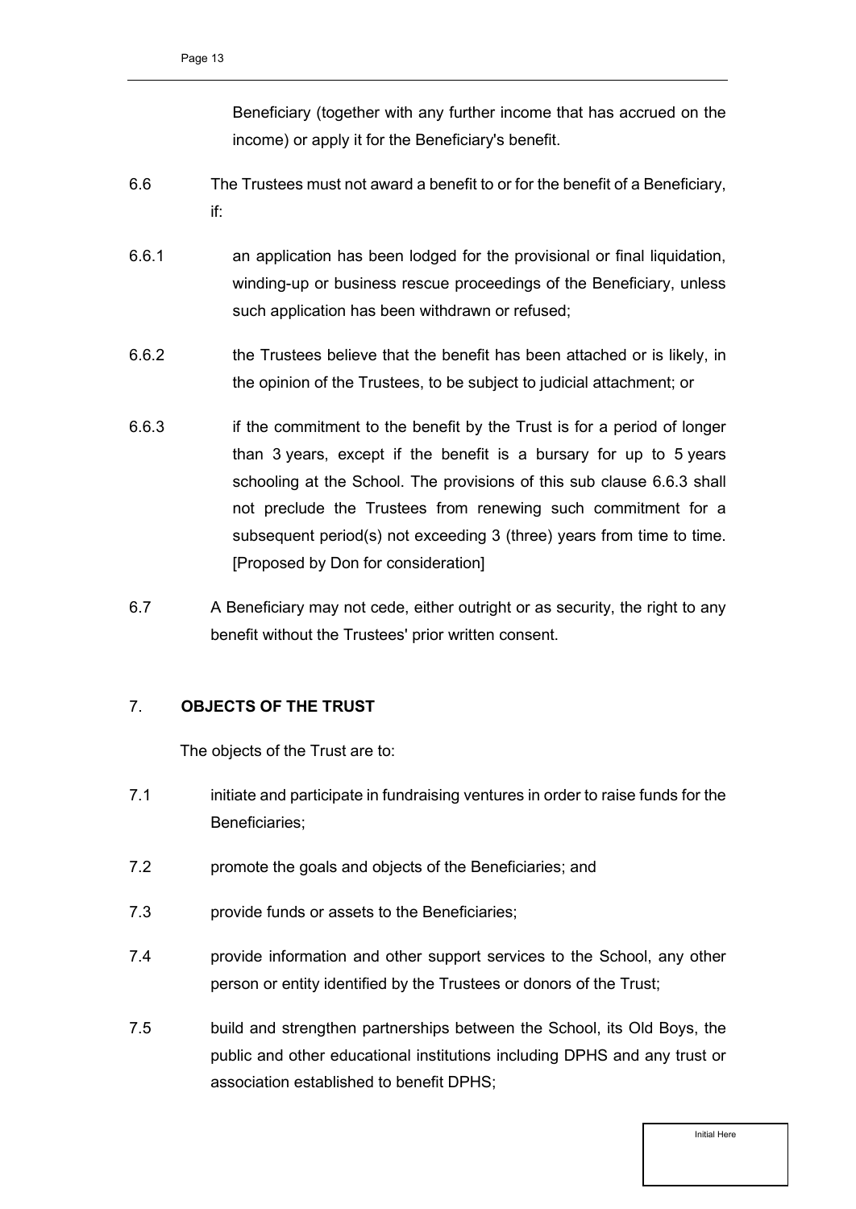Beneficiary (together with any further income that has accrued on the income) or apply it for the Beneficiary's benefit.

6.6 The Trustees must not award a benefit to or for the benefit of a Beneficiary, if:

6.6.1 an application has been lodged for the provisional or final liquidation, winding-up or business rescue proceedings of the Beneficiary, unless such application has been withdrawn or refused;

6.6.2 the Trustees believe that the benefit has been attached or is likely, in the opinion of the Trustees, to be subject to judicial attachment; or

6.6.3 if the commitment to the benefit by the Trust is for a period of longer than 3 years, except if the benefit is a bursary for up to 5 years schooling at the School. The provisions of this sub clause 6.6.3 shall not preclude the Trustees from renewing such commitment for a subsequent period(s) not exceeding 3 (three) years from time to time. [Proposed by Don for consideration]

6.7 A Beneficiary may not cede, either outright or as security, the right to any benefit without the Trustees' prior written consent.

## 7. **OBJECTS OF THE TRUST**

The objects of the Trust are to:

7.1 initiate and participate in fundraising ventures in order to raise funds for the Beneficiaries;

7.2 promote the goals and objects of the Beneficiaries; and

7.3 provide funds or assets to the Beneficiaries;

7.4 provide information and other support services to the School, any other person or entity identified by the Trustees or donors of the Trust;

7.5 build and strengthen partnerships between the School, its Old Boys, the public and other educational institutions including DPHS and any trust or association established to benefit DPHS;

Initial Here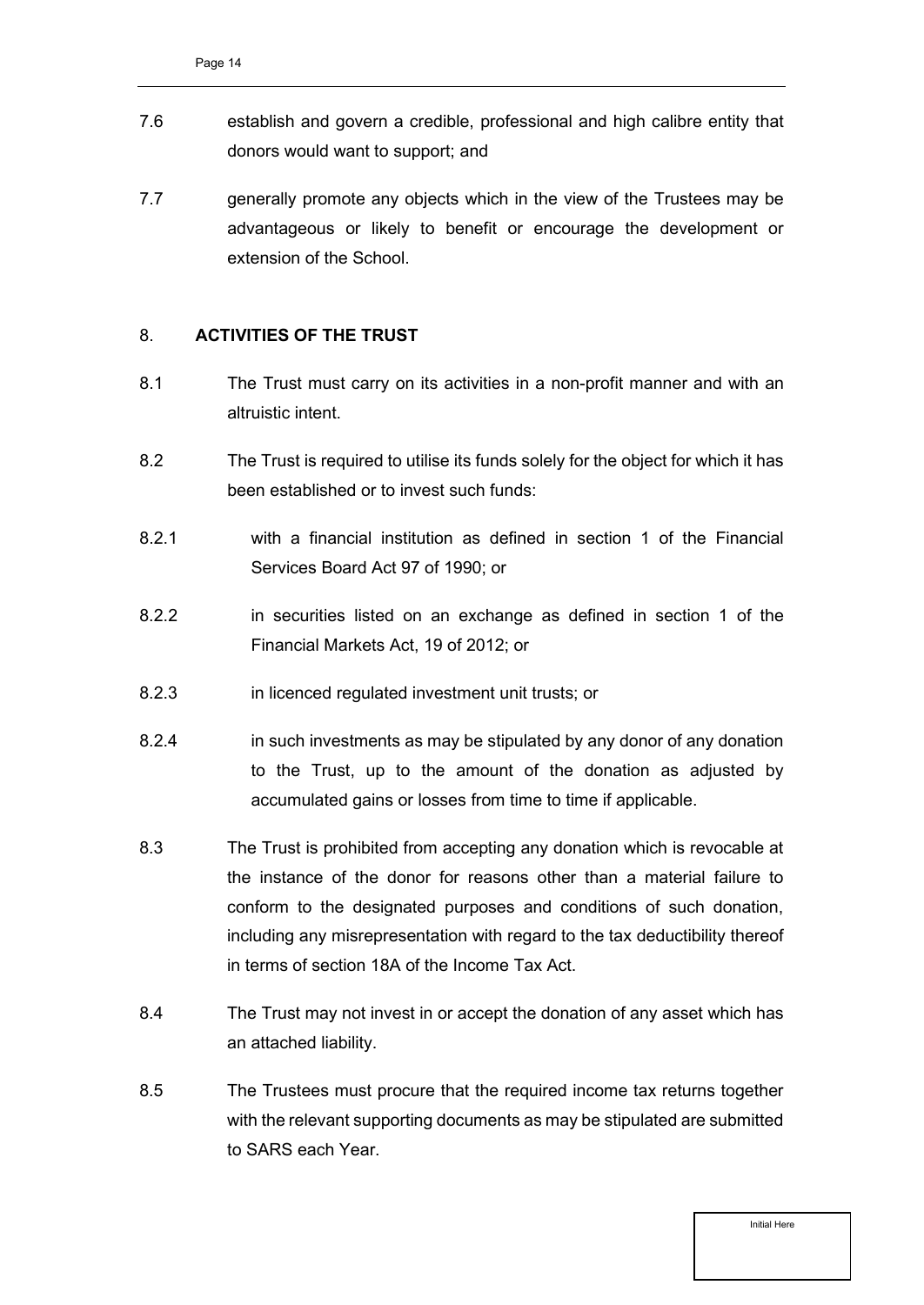7.6 establish and govern a credible, professional and high calibre entity that donors would want to support; and

7.7 generally promote any objects which in the view of the Trustees may be advantageous or likely to benefit or encourage the development or extension of the School.

## 8. ACTIVITIES OF THE TRUST

8.1 The Trust must carry on its activities in a non-profit manner and with an altruistic intent.

8.2 The Trust is required to utilise its funds solely for the object for which it has been established or to invest such funds:

8.2.1 with a financial institution as defined in section 1 of the Financial Services Board Act 97 of 1990; or

8.2.2 in securities listed on an exchange as defined in section 1 of the Financial Markets Act, 19 of 2012; or

8.2.3 in licenced regulated investment unit trusts; or

8.2.4 in such investments as may be stipulated by any donor of any donation to the Trust, up to the amount of the donation as adjusted by accumulated gains or losses from time to time if applicable.

8.3 The Trust is prohibited from accepting any donation which is revocable at the instance of the donor for reasons other than a material failure to conform to the designated purposes and conditions of such donation, including any misrepresentation with regard to the tax deductibility thereof in terms of section 18A of the Income Tax Act.

8.4 The Trust may not invest in or accept the donation of any asset which has an attached liability.

8.5 The Trustees must procure that the required income tax returns together with the relevant supporting documents as may be stipulated are submitted to SARS each Year.

Initial Here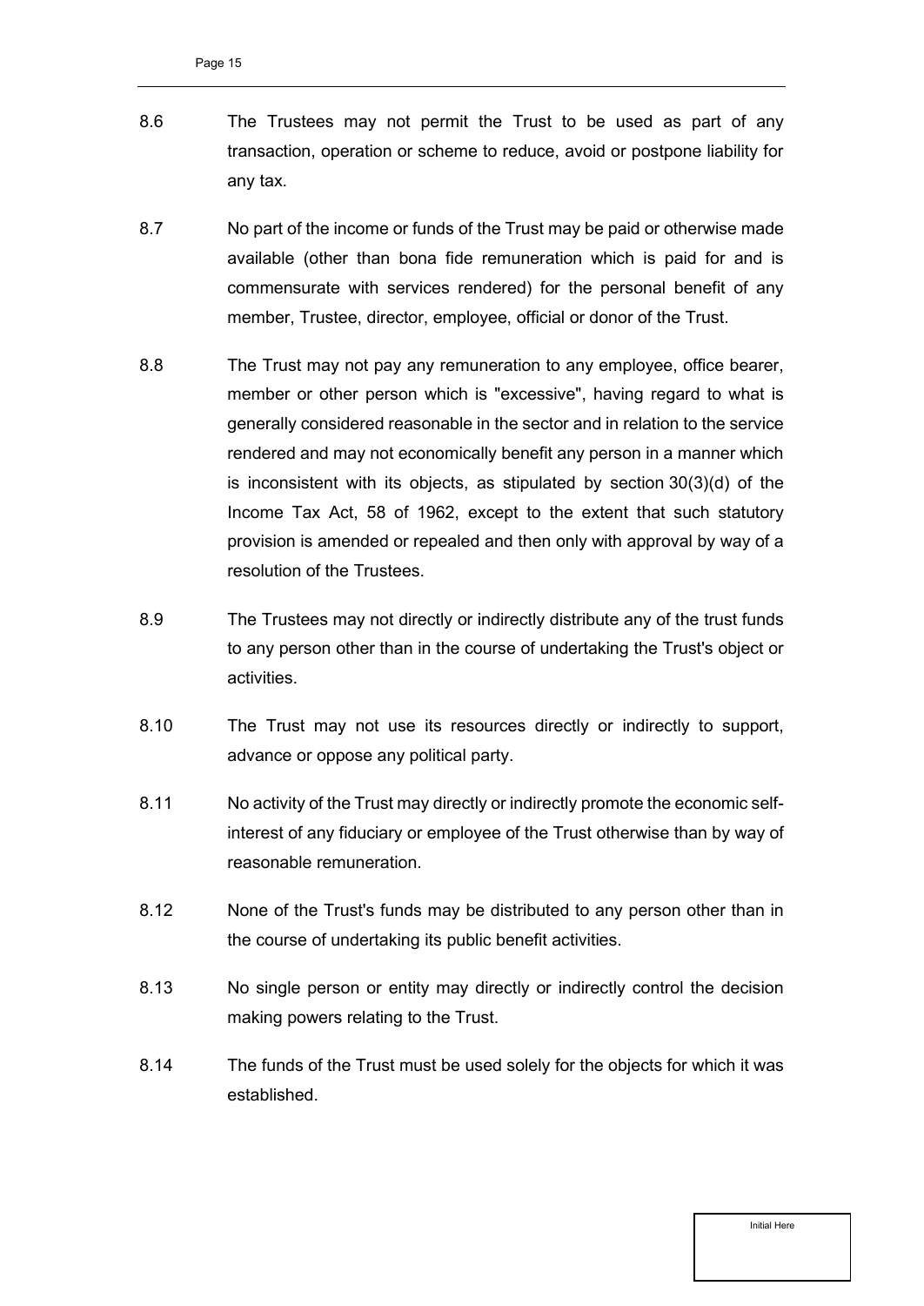8.6 The Trustees may not permit the Trust to be used as part of any transaction, operation or scheme to reduce, avoid or postpone liability for any tax.

8.7 No part of the income or funds of the Trust may be paid or otherwise made available (other than bona fide remuneration which is paid for and is commensurate with services rendered) for the personal benefit of any member, Trustee, director, employee, official or donor of the Trust.

8.8 The Trust may not pay any remuneration to any employee, office bearer, member or other person which is "excessive", having regard to what is generally considered reasonable in the sector and in relation to the service rendered and may not economically benefit any person in a manner which is inconsistent with its objects, as stipulated by section 30(3)(d) of the Income Tax Act, 58 of 1962, except to the extent that such statutory provision is amended or repealed and then only with approval by way of a resolution of the Trustees.

8.9 The Trustees may not directly or indirectly distribute any of the trust funds to any person other than in the course of undertaking the Trust's object or activities.

8.10 The Trust may not use its resources directly or indirectly to support, advance or oppose any political party.

8.11 No activity of the Trust may directly or indirectly promote the economic self-interest of any fiduciary or employee of the Trust otherwise than by way of reasonable remuneration.

8.12 None of the Trust's funds may be distributed to any person other than in the course of undertaking its public benefit activities.

8.13 No single person or entity may directly or indirectly control the decision making powers relating to the Trust.

8.14 The funds of the Trust must be used solely for the objects for which it was established.

Initial Here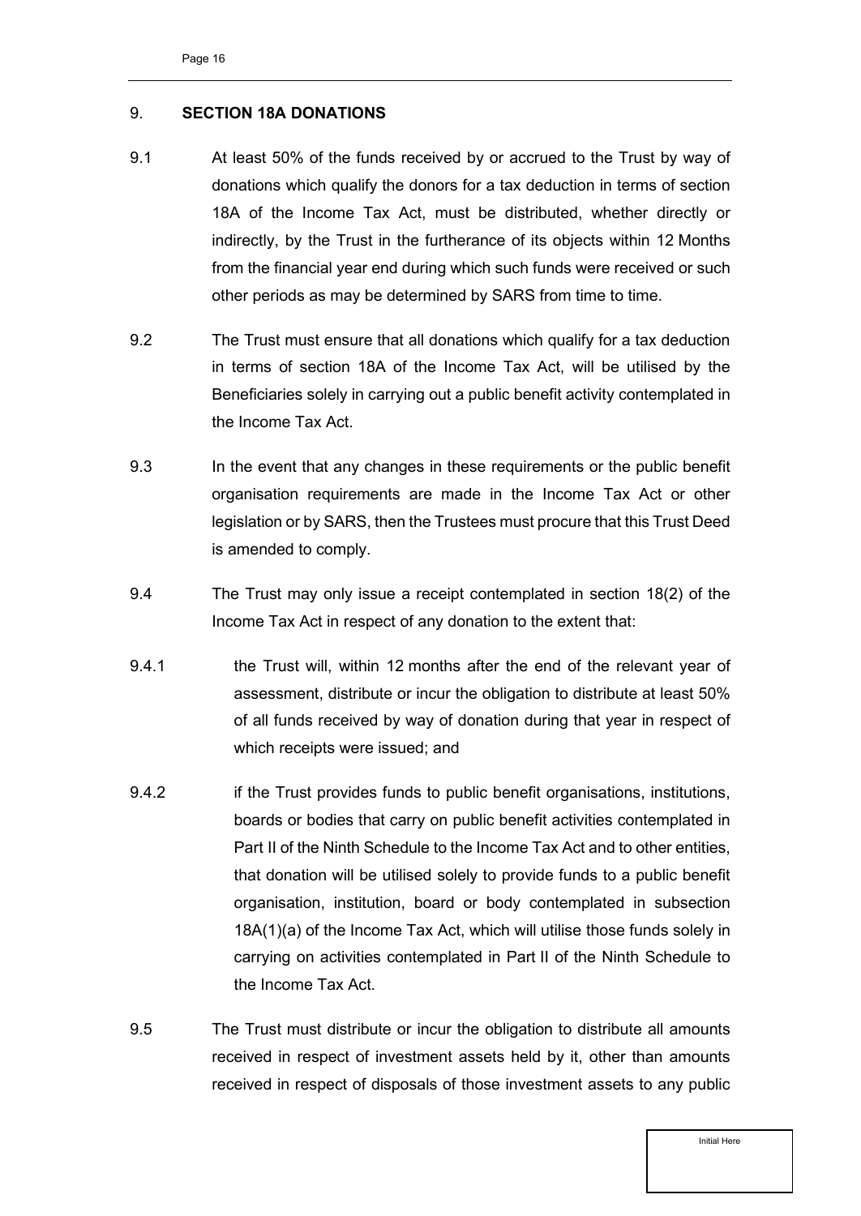## 9. SECTION 18A DONATIONS

9.1 At least 50% of the funds received by or accrued to the Trust by way of donations which qualify the donors for a tax deduction in terms of section 18A of the Income Tax Act, must be distributed, whether directly or indirectly, by the Trust in the furtherance of its objects within 12 Months from the financial year end during which such funds were received or such other periods as may be determined by SARS from time to time.

9.2 The Trust must ensure that all donations which qualify for a tax deduction in terms of section 18A of the Income Tax Act, will be utilised by the Beneficiaries solely in carrying out a public benefit activity contemplated in the Income Tax Act.

9.3 In the event that any changes in these requirements or the public benefit organisation requirements are made in the Income Tax Act or other legislation or by SARS, then the Trustees must procure that this Trust Deed is amended to comply.

9.4 The Trust may only issue a receipt contemplated in section 18(2) of the Income Tax Act in respect of any donation to the extent that:

9.4.1 the Trust will, within 12 months after the end of the relevant year of assessment, distribute or incur the obligation to distribute at least 50% of all funds received by way of donation during that year in respect of which receipts were issued; and

9.4.2 if the Trust provides funds to public benefit organisations, institutions, boards or bodies that carry on public benefit activities contemplated in Part II of the Ninth Schedule to the Income Tax Act and to other entities, that donation will be utilised solely to provide funds to a public benefit organisation, institution, board or body contemplated in subsection 18A(1)(a) of the Income Tax Act, which will utilise those funds solely in carrying on activities contemplated in Part II of the Ninth Schedule to the Income Tax Act.

9.5 The Trust must distribute or incur the obligation to distribute all amounts received in respect of investment assets held by it, other than amounts received in respect of disposals of those investment assets to any public

Initial Here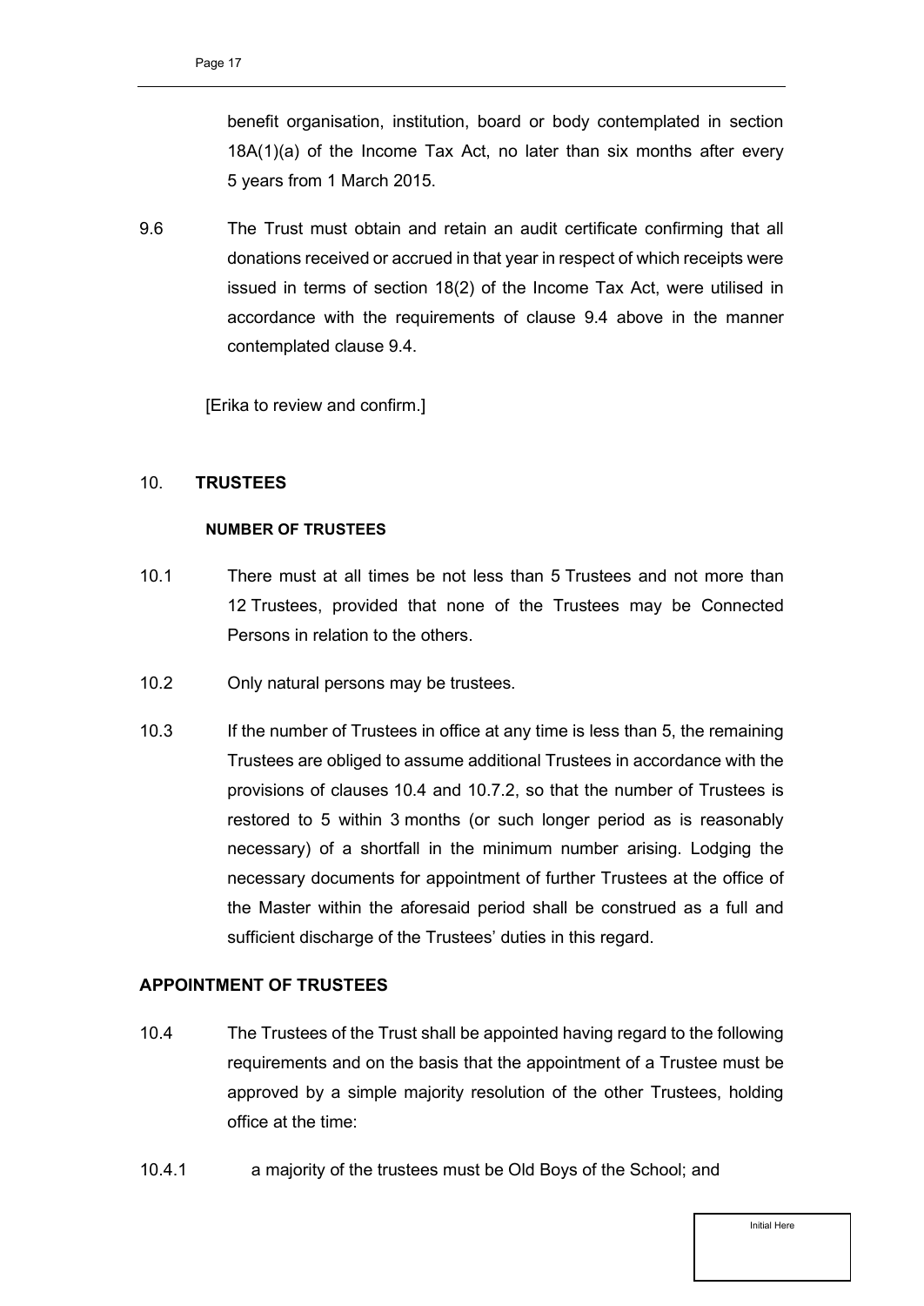benefit organisation, institution, board or body contemplated in section 18A(1)(a) of the Income Tax Act, no later than six months after every 5 years from 1 March 2015.

9.6 The Trust must obtain and retain an audit certificate confirming that all donations received or accrued in that year in respect of which receipts were issued in terms of section 18(2) of the Income Tax Act, were utilised in accordance with the requirements of clause 9.4 above in the manner contemplated clause 9.4.

[Erika to review and confirm.]

## 10. **TRUSTEES**

### NUMBER OF TRUSTEES

10.1 There must at all times be not less than 5 Trustees and not more than 12 Trustees, provided that none of the Trustees may be Connected Persons in relation to the others.

10.2 Only natural persons may be trustees.

10.3 If the number of Trustees in office at any time is less than 5, the remaining Trustees are obliged to assume additional Trustees in accordance with the provisions of clauses 10.4 and 10.7.2, so that the number of Trustees is restored to 5 within 3 months (or such longer period as is reasonably necessary) of a shortfall in the minimum number arising. Lodging the necessary documents for appointment of further Trustees at the office of the Master within the aforesaid period shall be construed as a full and sufficient discharge of the Trustees' duties in this regard.

### APPOINTMENT OF TRUSTEES

10.4 The Trustees of the Trust shall be appointed having regard to the following requirements and on the basis that the appointment of a Trustee must be approved by a simple majority resolution of the other Trustees, holding office at the time:

10.4.1 a majority of the trustees must be Old Boys of the School; and

Initial Here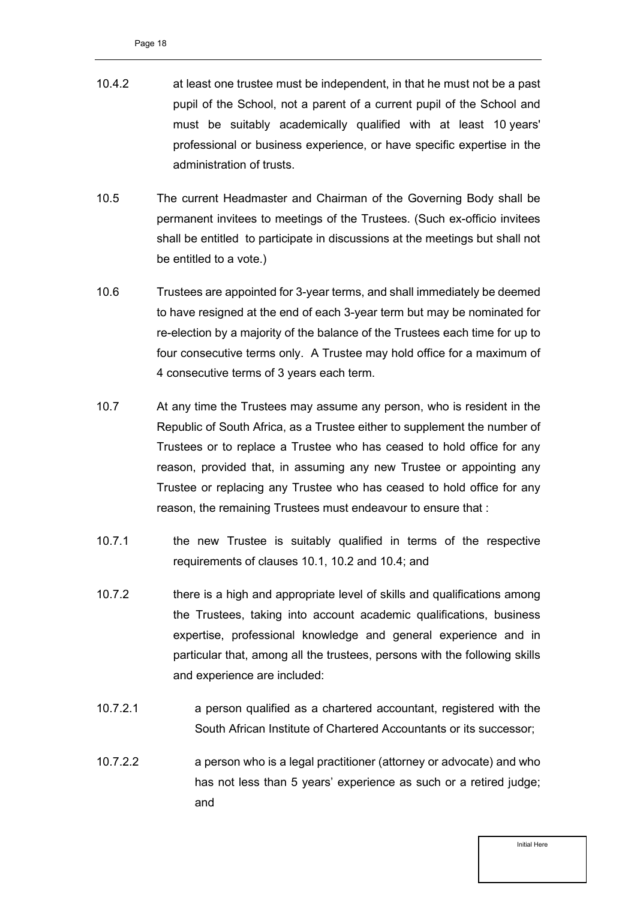10.4.2 at least one trustee must be independent, in that he must not be a past pupil of the School, not a parent of a current pupil of the School and must be suitably academically qualified with at least 10 years' professional or business experience, or have specific expertise in the administration of trusts.

10.5 The current Headmaster and Chairman of the Governing Body shall be permanent invitees to meetings of the Trustees. (Such ex-officio invitees shall be entitled to participate in discussions at the meetings but shall not be entitled to a vote.)

10.6 Trustees are appointed for 3-year terms, and shall immediately be deemed to have resigned at the end of each 3-year term but may be nominated for re-election by a majority of the balance of the Trustees each time for up to four consecutive terms only. A Trustee may hold office for a maximum of 4 consecutive terms of 3 years each term.

10.7 At any time the Trustees may assume any person, who is resident in the Republic of South Africa, as a Trustee either to supplement the number of Trustees or to replace a Trustee who has ceased to hold office for any reason, provided that, in assuming any new Trustee or appointing any Trustee or replacing any Trustee who has ceased to hold office for any reason, the remaining Trustees must endeavour to ensure that :

10.7.1 the new Trustee is suitably qualified in terms of the respective requirements of clauses 10.1, 10.2 and 10.4; and

10.7.2 there is a high and appropriate level of skills and qualifications among the Trustees, taking into account academic qualifications, business expertise, professional knowledge and general experience and in particular that, among all the trustees, persons with the following skills and experience are included:

10.7.2.1 a person qualified as a chartered accountant, registered with the South African Institute of Chartered Accountants or its successor;

10.7.2.2 a person who is a legal practitioner (attorney or advocate) and who has not less than 5 years' experience as such or a retired judge; and

Initial Here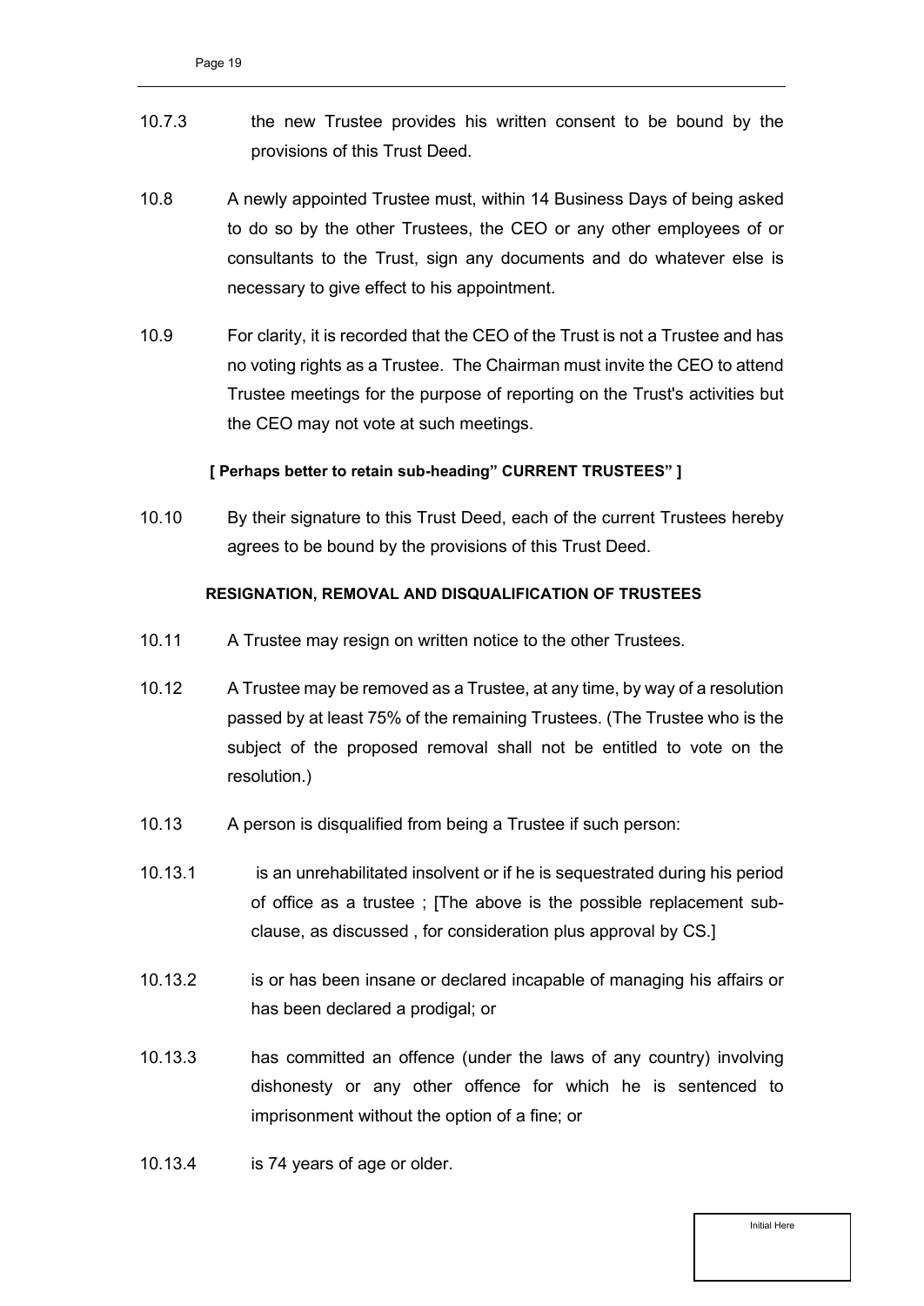10.7.3 the new Trustee provides his written consent to be bound by the provisions of this Trust Deed.

10.8 A newly appointed Trustee must, within 14 Business Days of being asked to do so by the other Trustees, the CEO or any other employees of or consultants to the Trust, sign any documents and do whatever else is necessary to give effect to his appointment.

10.9 For clarity, it is recorded that the CEO of the Trust is not a Trustee and has no voting rights as a Trustee. The Chairman must invite the CEO to attend Trustee meetings for the purpose of reporting on the Trust's activities but the CEO may not vote at such meetings.

**[ Perhaps better to retain sub-heading" CURRENT TRUSTEES" ]**

10.10 By their signature to this Trust Deed, each of the current Trustees hereby agrees to be bound by the provisions of this Trust Deed.

**RESIGNATION, REMOVAL AND DISQUALIFICATION OF TRUSTEES**

10.11 A Trustee may resign on written notice to the other Trustees.

10.12 A Trustee may be removed as a Trustee, at any time, by way of a resolution passed by at least 75% of the remaining Trustees. (The Trustee who is the subject of the proposed removal shall not be entitled to vote on the resolution.)

10.13 A person is disqualified from being a Trustee if such person:

10.13.1 is an unrehabilitated insolvent or if he is sequestrated during his period of office as a trustee ; [The above is the possible replacement sub-clause, as discussed , for consideration plus approval by CS.]

10.13.2 is or has been insane or declared incapable of managing his affairs or has been declared a prodigal; or

10.13.3 has committed an offence (under the laws of any country) involving dishonesty or any other offence for which he is sentenced to imprisonment without the option of a fine; or

10.13.4 is 74 years of age or older.

Initial Here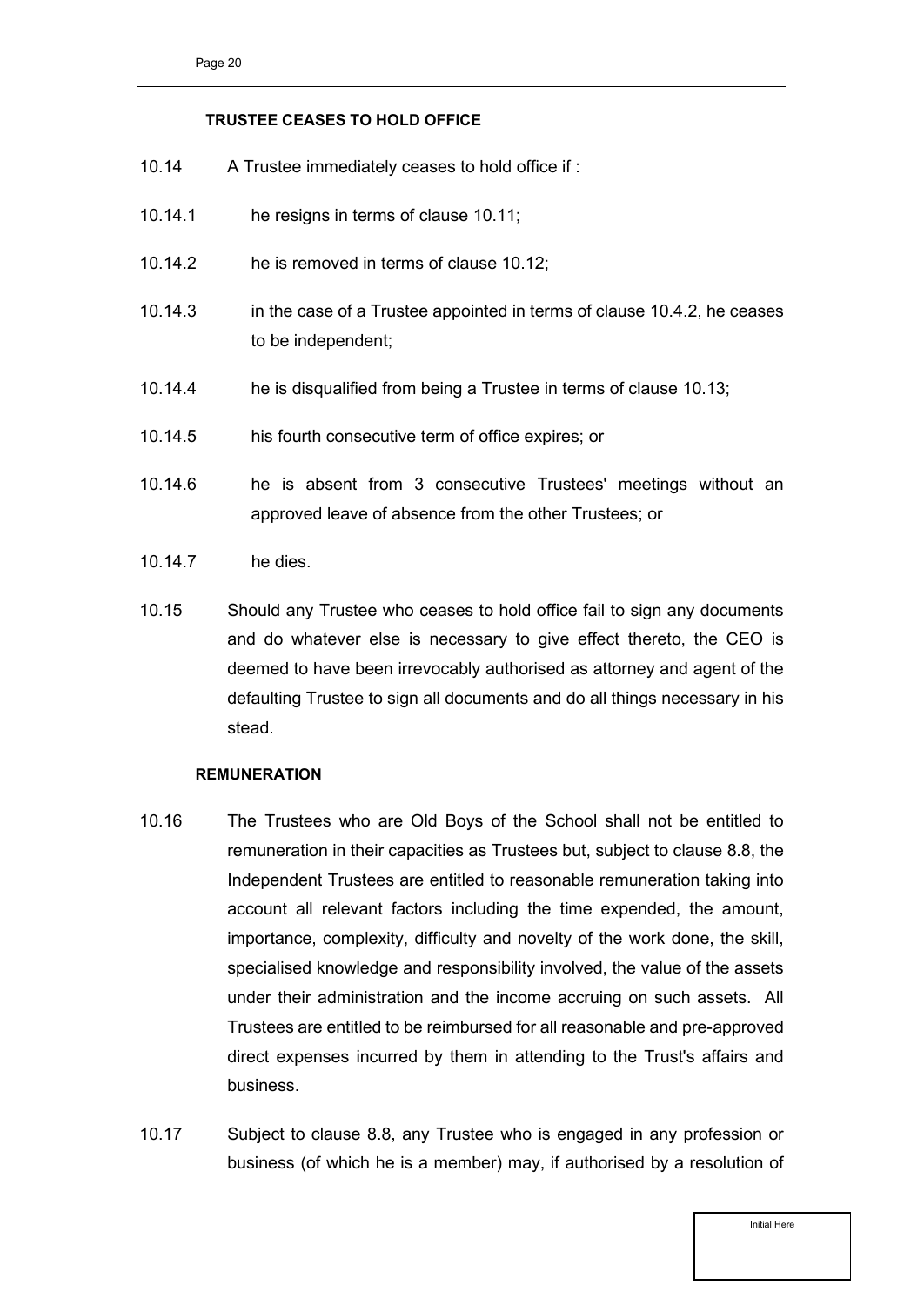**TRUSTEE CEASES TO HOLD OFFICE**

10.14 A Trustee immediately ceases to hold office if :

10.14.1 he resigns in terms of clause 10.11;

10.14.2 he is removed in terms of clause 10.12;

10.14.3 in the case of a Trustee appointed in terms of clause 10.4.2, he ceases to be independent;

10.14.4 he is disqualified from being a Trustee in terms of clause 10.13;

10.14.5 his fourth consecutive term of office expires; or

10.14.6 he is absent from 3 consecutive Trustees' meetings without an approved leave of absence from the other Trustees; or

10.14.7 he dies.

10.15 Should any Trustee who ceases to hold office fail to sign any documents and do whatever else is necessary to give effect thereto, the CEO is deemed to have been irrevocably authorised as attorney and agent of the defaulting Trustee to sign all documents and do all things necessary in his stead.

**REMUNERATION**

10.16 The Trustees who are Old Boys of the School shall not be entitled to remuneration in their capacities as Trustees but, subject to clause 8.8, the Independent Trustees are entitled to reasonable remuneration taking into account all relevant factors including the time expended, the amount, importance, complexity, difficulty and novelty of the work done, the skill, specialised knowledge and responsibility involved, the value of the assets under their administration and the income accruing on such assets. All Trustees are entitled to be reimbursed for all reasonable and pre-approved direct expenses incurred by them in attending to the Trust's affairs and business.

10.17 Subject to clause 8.8, any Trustee who is engaged in any profession or business (of which he is a member) may, if authorised by a resolution of

Initial Here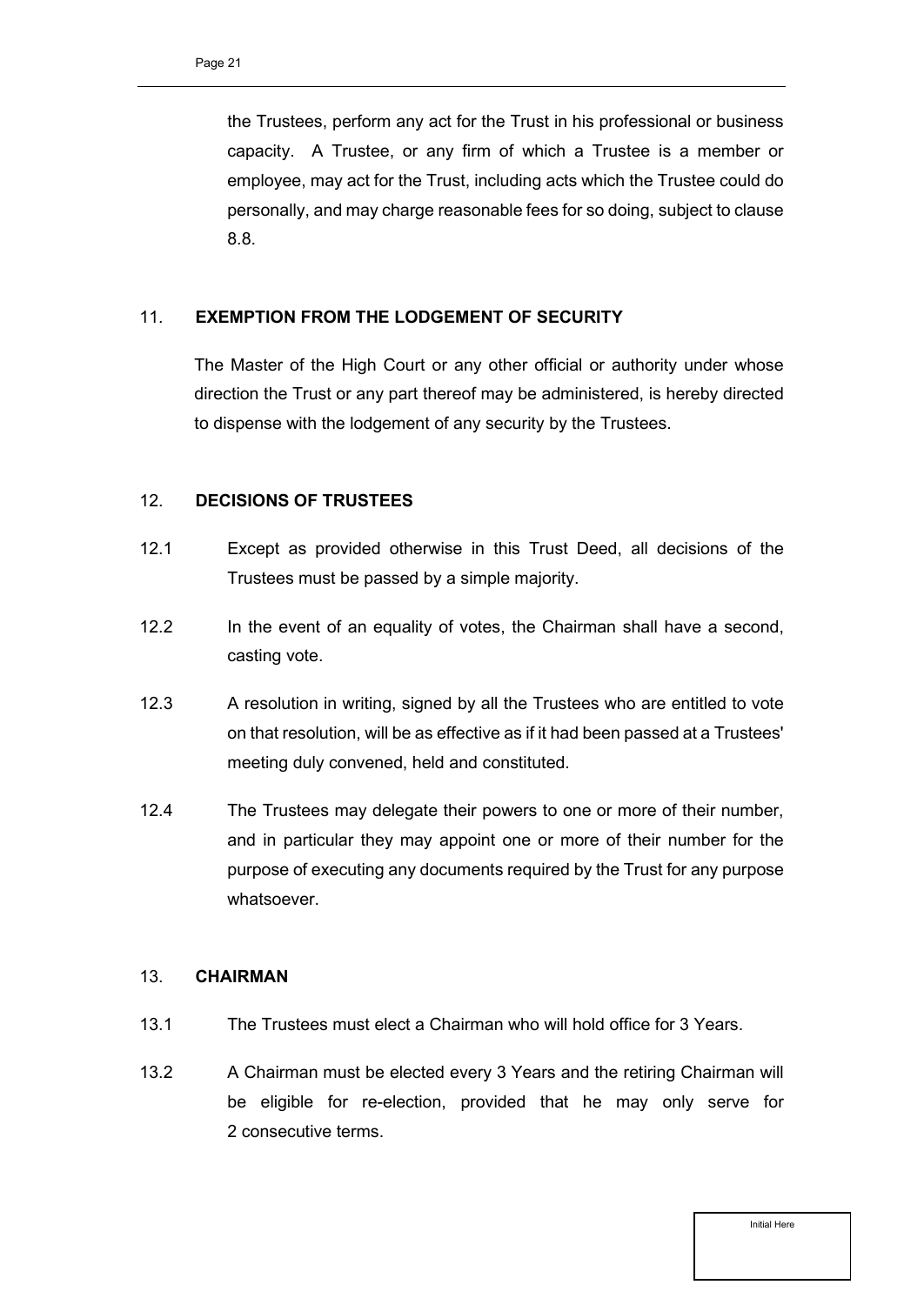the Trustees, perform any act for the Trust in his professional or business capacity. A Trustee, or any firm of which a Trustee is a member or employee, may act for the Trust, including acts which the Trustee could do personally, and may charge reasonable fees for so doing, subject to clause 8.8.

## 11. EXEMPTION FROM THE LODGEMENT OF SECURITY

The Master of the High Court or any other official or authority under whose direction the Trust or any part thereof may be administered, is hereby directed to dispense with the lodgement of any security by the Trustees.

## 12. DECISIONS OF TRUSTEES

12.1 Except as provided otherwise in this Trust Deed, all decisions of the Trustees must be passed by a simple majority.

12.2 In the event of an equality of votes, the Chairman shall have a second, casting vote.

12.3 A resolution in writing, signed by all the Trustees who are entitled to vote on that resolution, will be as effective as if it had been passed at a Trustees' meeting duly convened, held and constituted.

12.4 The Trustees may delegate their powers to one or more of their number, and in particular they may appoint one or more of their number for the purpose of executing any documents required by the Trust for any purpose whatsoever.

## 13. CHAIRMAN

13.1 The Trustees must elect a Chairman who will hold office for 3 Years.

13.2 A Chairman must be elected every 3 Years and the retiring Chairman will be eligible for re-election, provided that he may only serve for 2 consecutive terms.

Initial Here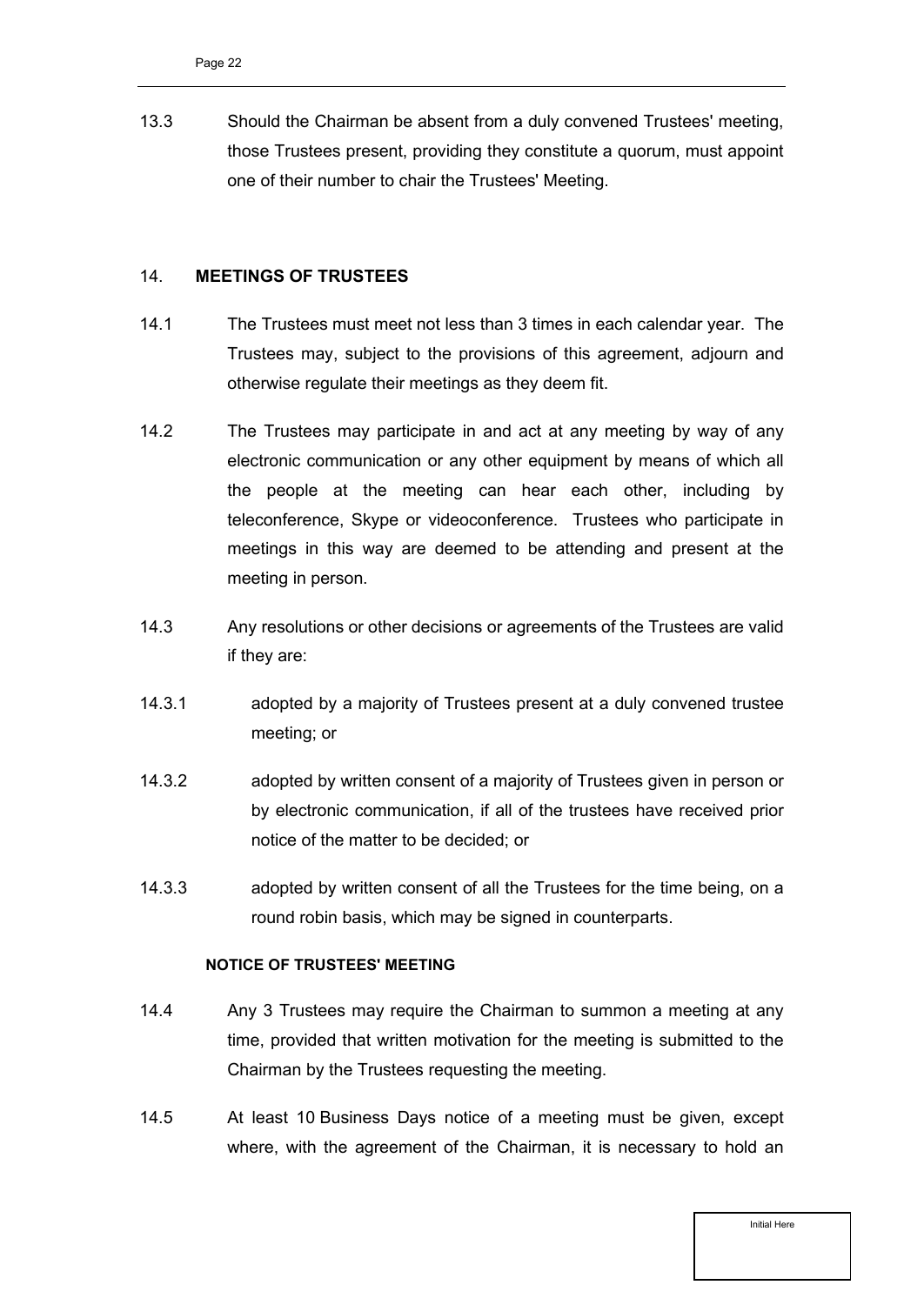13.3 Should the Chairman be absent from a duly convened Trustees' meeting, those Trustees present, providing they constitute a quorum, must appoint one of their number to chair the Trustees' Meeting.

## 14. MEETINGS OF TRUSTEES

14.1 The Trustees must meet not less than 3 times in each calendar year. The Trustees may, subject to the provisions of this agreement, adjourn and otherwise regulate their meetings as they deem fit.

14.2 The Trustees may participate in and act at any meeting by way of any electronic communication or any other equipment by means of which all the people at the meeting can hear each other, including by teleconference, Skype or videoconference. Trustees who participate in meetings in this way are deemed to be attending and present at the meeting in person.

14.3 Any resolutions or other decisions or agreements of the Trustees are valid if they are:

14.3.1 adopted by a majority of Trustees present at a duly convened trustee meeting; or

14.3.2 adopted by written consent of a majority of Trustees given in person or by electronic communication, if all of the trustees have received prior notice of the matter to be decided; or

14.3.3 adopted by written consent of all the Trustees for the time being, on a round robin basis, which may be signed in counterparts.

### NOTICE OF TRUSTEES' MEETING

14.4 Any 3 Trustees may require the Chairman to summon a meeting at any time, provided that written motivation for the meeting is submitted to the Chairman by the Trustees requesting the meeting.

14.5 At least 10 Business Days notice of a meeting must be given, except where, with the agreement of the Chairman, it is necessary to hold an

Initial Here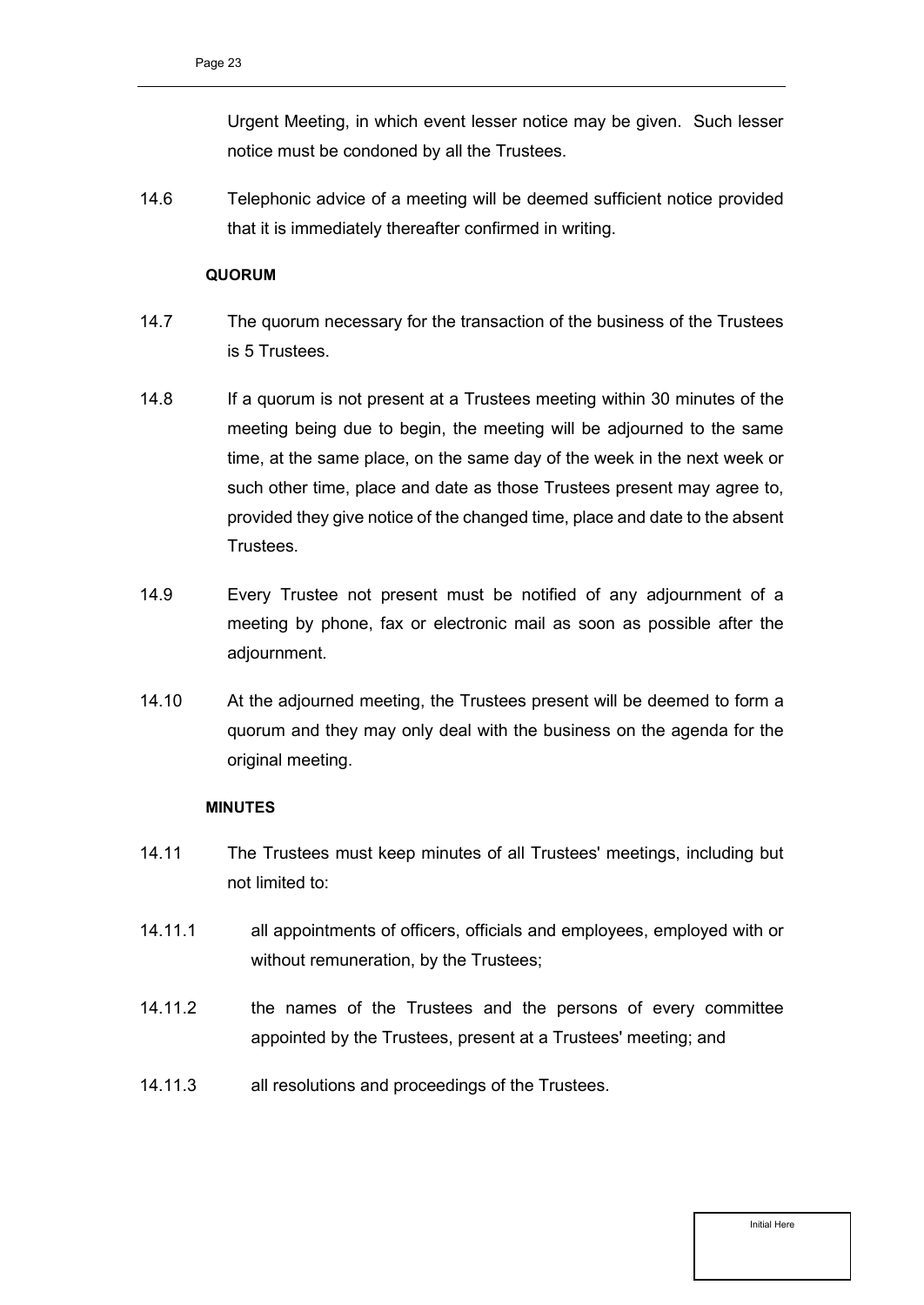Urgent Meeting, in which event lesser notice may be given. Such lesser notice must be condoned by all the Trustees.

14.6 Telephonic advice of a meeting will be deemed sufficient notice provided that it is immediately thereafter confirmed in writing.

**QUORUM**

14.7 The quorum necessary for the transaction of the business of the Trustees is 5 Trustees.

14.8 If a quorum is not present at a Trustees meeting within 30 minutes of the meeting being due to begin, the meeting will be adjourned to the same time, at the same place, on the same day of the week in the next week or such other time, place and date as those Trustees present may agree to, provided they give notice of the changed time, place and date to the absent Trustees.

14.9 Every Trustee not present must be notified of any adjournment of a meeting by phone, fax or electronic mail as soon as possible after the adjournment.

14.10 At the adjourned meeting, the Trustees present will be deemed to form a quorum and they may only deal with the business on the agenda for the original meeting.

**MINUTES**

14.11 The Trustees must keep minutes of all Trustees' meetings, including but not limited to:

14.11.1 all appointments of officers, officials and employees, employed with or without remuneration, by the Trustees;

14.11.2 the names of the Trustees and the persons of every committee appointed by the Trustees, present at a Trustees' meeting; and

14.11.3 all resolutions and proceedings of the Trustees.

Initial Here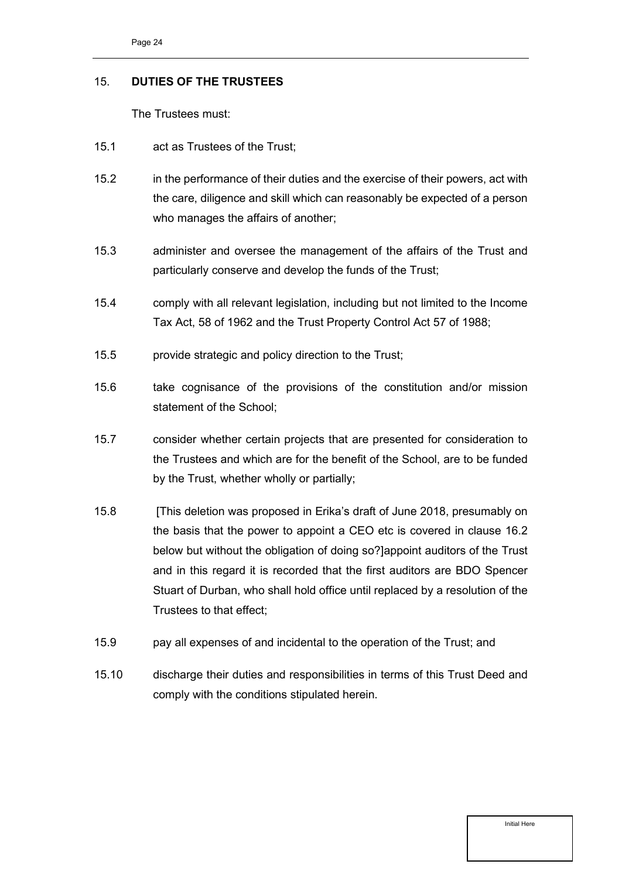## 15. DUTIES OF THE TRUSTEES

The Trustees must:

15.1 act as Trustees of the Trust;

15.2 in the performance of their duties and the exercise of their powers, act with the care, diligence and skill which can reasonably be expected of a person who manages the affairs of another;

15.3 administer and oversee the management of the affairs of the Trust and particularly conserve and develop the funds of the Trust;

15.4 comply with all relevant legislation, including but not limited to the Income Tax Act, 58 of 1962 and the Trust Property Control Act 57 of 1988;

15.5 provide strategic and policy direction to the Trust;

15.6 take cognisance of the provisions of the constitution and/or mission statement of the School;

15.7 consider whether certain projects that are presented for consideration to the Trustees and which are for the benefit of the School, are to be funded by the Trust, whether wholly or partially;

15.8 [This deletion was proposed in Erika's draft of June 2018, presumably on the basis that the power to appoint a CEO etc is covered in clause 16.2 below but without the obligation of doing so?]appoint auditors of the Trust and in this regard it is recorded that the first auditors are BDO Spencer Stuart of Durban, who shall hold office until replaced by a resolution of the Trustees to that effect;

15.9 pay all expenses of and incidental to the operation of the Trust; and

15.10 discharge their duties and responsibilities in terms of this Trust Deed and comply with the conditions stipulated herein.

Initial Here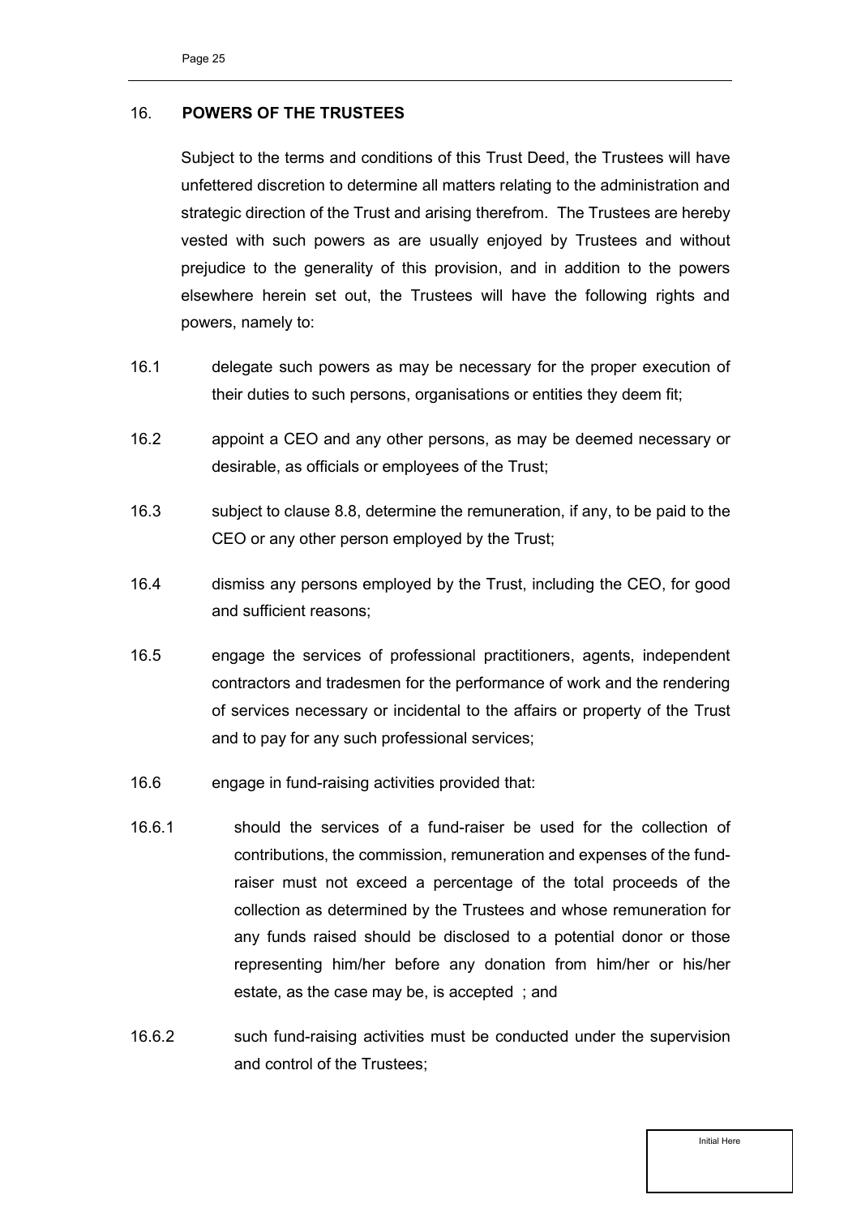## 16. POWERS OF THE TRUSTEES

Subject to the terms and conditions of this Trust Deed, the Trustees will have unfettered discretion to determine all matters relating to the administration and strategic direction of the Trust and arising therefrom. The Trustees are hereby vested with such powers as are usually enjoyed by Trustees and without prejudice to the generality of this provision, and in addition to the powers elsewhere herein set out, the Trustees will have the following rights and powers, namely to:

16.1 delegate such powers as may be necessary for the proper execution of their duties to such persons, organisations or entities they deem fit;

16.2 appoint a CEO and any other persons, as may be deemed necessary or desirable, as officials or employees of the Trust;

16.3 subject to clause 8.8, determine the remuneration, if any, to be paid to the CEO or any other person employed by the Trust;

16.4 dismiss any persons employed by the Trust, including the CEO, for good and sufficient reasons;

16.5 engage the services of professional practitioners, agents, independent contractors and tradesmen for the performance of work and the rendering of services necessary or incidental to the affairs or property of the Trust and to pay for any such professional services;

16.6 engage in fund-raising activities provided that:

16.6.1 should the services of a fund-raiser be used for the collection of contributions, the commission, remuneration and expenses of the fund-raiser must not exceed a percentage of the total proceeds of the collection as determined by the Trustees and whose remuneration for any funds raised should be disclosed to a potential donor or those representing him/her before any donation from him/her or his/her estate, as the case may be, is accepted ; and

16.6.2 such fund-raising activities must be conducted under the supervision and control of the Trustees;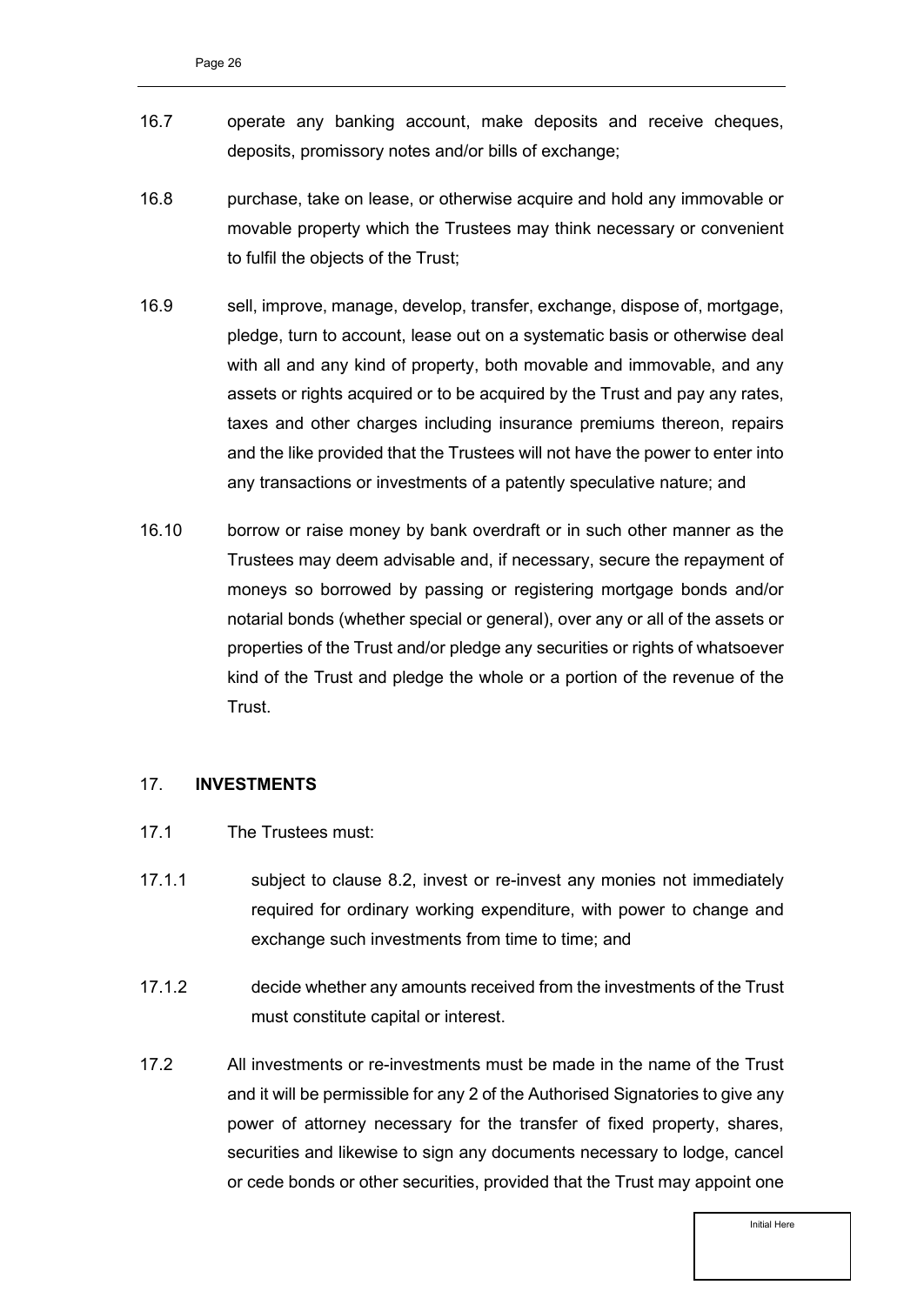16.7 operate any banking account, make deposits and receive cheques, deposits, promissory notes and/or bills of exchange;

16.8 purchase, take on lease, or otherwise acquire and hold any immovable or movable property which the Trustees may think necessary or convenient to fulfil the objects of the Trust;

16.9 sell, improve, manage, develop, transfer, exchange, dispose of, mortgage, pledge, turn to account, lease out on a systematic basis or otherwise deal with all and any kind of property, both movable and immovable, and any assets or rights acquired or to be acquired by the Trust and pay any rates, taxes and other charges including insurance premiums thereon, repairs and the like provided that the Trustees will not have the power to enter into any transactions or investments of a patently speculative nature; and

16.10 borrow or raise money by bank overdraft or in such other manner as the Trustees may deem advisable and, if necessary, secure the repayment of moneys so borrowed by passing or registering mortgage bonds and/or notarial bonds (whether special or general), over any or all of the assets or properties of the Trust and/or pledge any securities or rights of whatsoever kind of the Trust and pledge the whole or a portion of the revenue of the Trust.

## 17. **INVESTMENTS**

17.1 The Trustees must:

17.1.1 subject to clause 8.2, invest or re-invest any monies not immediately required for ordinary working expenditure, with power to change and exchange such investments from time to time; and

17.1.2 decide whether any amounts received from the investments of the Trust must constitute capital or interest.

17.2 All investments or re-investments must be made in the name of the Trust and it will be permissible for any 2 of the Authorised Signatories to give any power of attorney necessary for the transfer of fixed property, shares, securities and likewise to sign any documents necessary to lodge, cancel or cede bonds or other securities, provided that the Trust may appoint one

Initial Here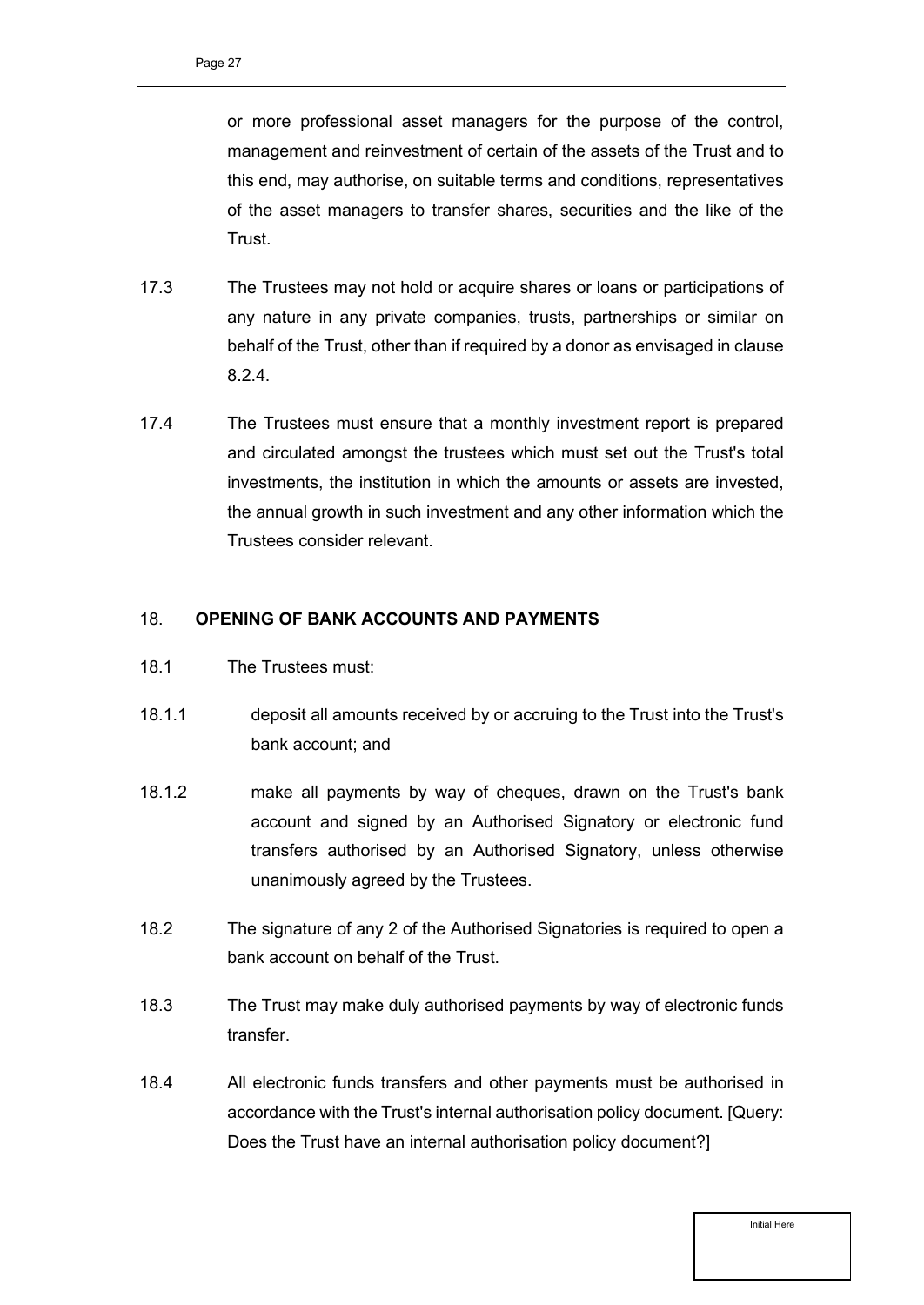or more professional asset managers for the purpose of the control, management and reinvestment of certain of the assets of the Trust and to this end, may authorise, on suitable terms and conditions, representatives of the asset managers to transfer shares, securities and the like of the Trust.

17.3 The Trustees may not hold or acquire shares or loans or participations of any nature in any private companies, trusts, partnerships or similar on behalf of the Trust, other than if required by a donor as envisaged in clause 8.2.4.

17.4 The Trustees must ensure that a monthly investment report is prepared and circulated amongst the trustees which must set out the Trust's total investments, the institution in which the amounts or assets are invested, the annual growth in such investment and any other information which the Trustees consider relevant.

## 18. **OPENING OF BANK ACCOUNTS AND PAYMENTS**

18.1 The Trustees must:

18.1.1 deposit all amounts received by or accruing to the Trust into the Trust's bank account; and

18.1.2 make all payments by way of cheques, drawn on the Trust's bank account and signed by an Authorised Signatory or electronic fund transfers authorised by an Authorised Signatory, unless otherwise unanimously agreed by the Trustees.

18.2 The signature of any 2 of the Authorised Signatories is required to open a bank account on behalf of the Trust.

18.3 The Trust may make duly authorised payments by way of electronic funds transfer.

18.4 All electronic funds transfers and other payments must be authorised in accordance with the Trust's internal authorisation policy document. [Query: Does the Trust have an internal authorisation policy document?]

Initial Here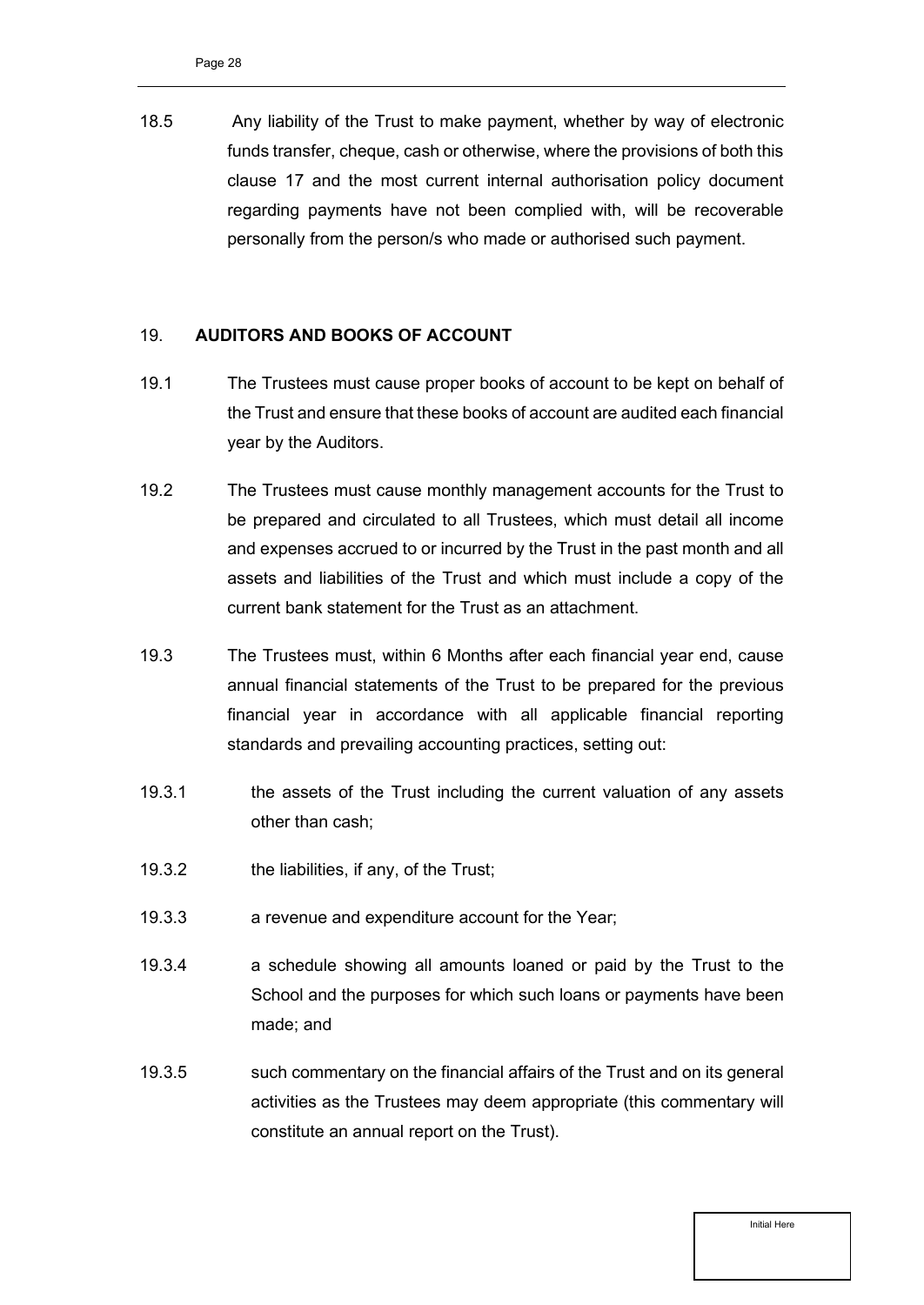18.5 Any liability of the Trust to make payment, whether by way of electronic funds transfer, cheque, cash or otherwise, where the provisions of both this clause 17 and the most current internal authorisation policy document regarding payments have not been complied with, will be recoverable personally from the person/s who made or authorised such payment.

## 19. AUDITORS AND BOOKS OF ACCOUNT

19.1 The Trustees must cause proper books of account to be kept on behalf of the Trust and ensure that these books of account are audited each financial year by the Auditors.

19.2 The Trustees must cause monthly management accounts for the Trust to be prepared and circulated to all Trustees, which must detail all income and expenses accrued to or incurred by the Trust in the past month and all assets and liabilities of the Trust and which must include a copy of the current bank statement for the Trust as an attachment.

19.3 The Trustees must, within 6 Months after each financial year end, cause annual financial statements of the Trust to be prepared for the previous financial year in accordance with all applicable financial reporting standards and prevailing accounting practices, setting out:

19.3.1 the assets of the Trust including the current valuation of any assets other than cash;

19.3.2 the liabilities, if any, of the Trust;

19.3.3 a revenue and expenditure account for the Year;

19.3.4 a schedule showing all amounts loaned or paid by the Trust to the School and the purposes for which such loans or payments have been made; and

19.3.5 such commentary on the financial affairs of the Trust and on its general activities as the Trustees may deem appropriate (this commentary will constitute an annual report on the Trust).

Initial Here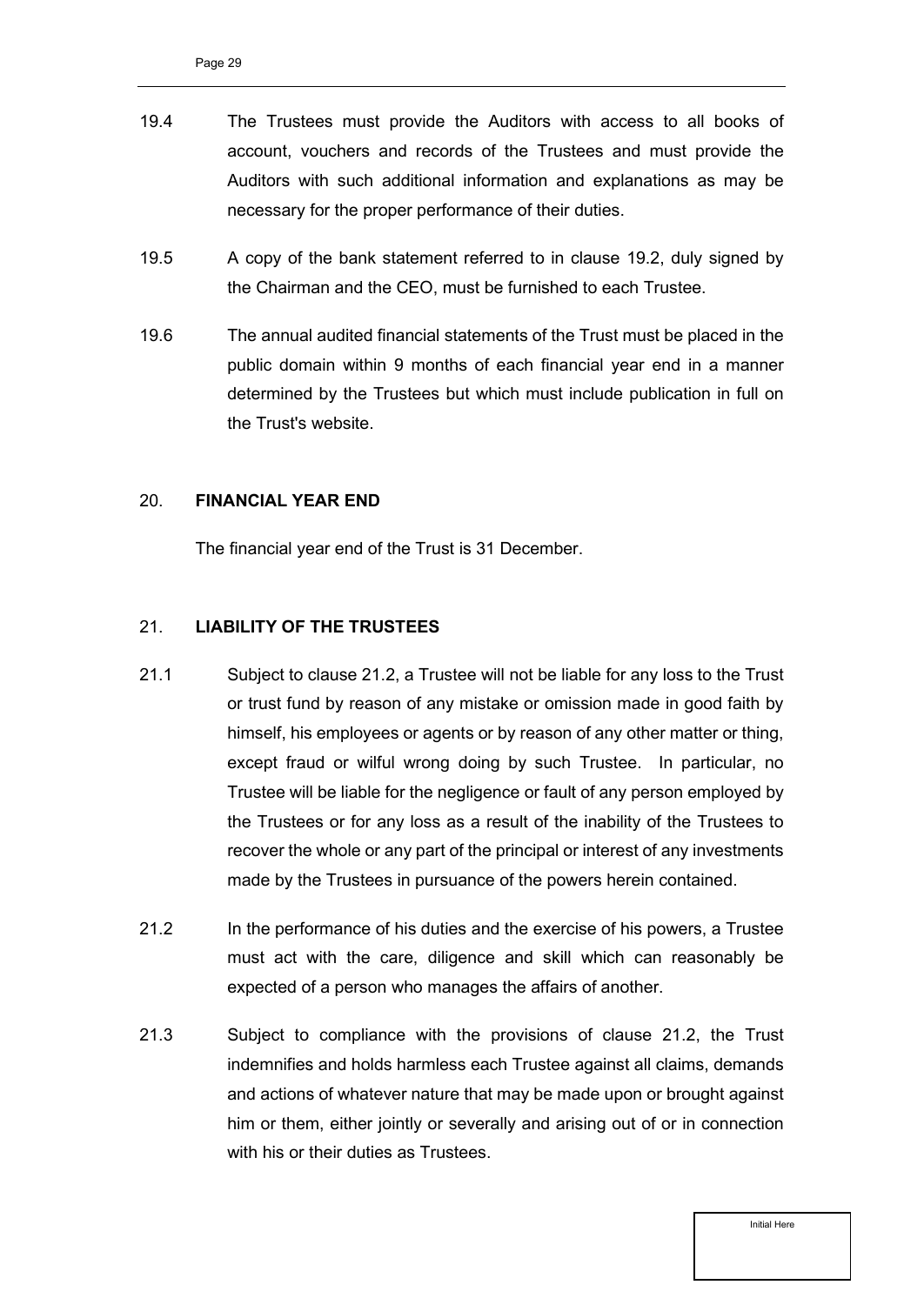19.4 The Trustees must provide the Auditors with access to all books of account, vouchers and records of the Trustees and must provide the Auditors with such additional information and explanations as may be necessary for the proper performance of their duties.

19.5 A copy of the bank statement referred to in clause 19.2, duly signed by the Chairman and the CEO, must be furnished to each Trustee.

19.6 The annual audited financial statements of the Trust must be placed in the public domain within 9 months of each financial year end in a manner determined by the Trustees but which must include publication in full on the Trust's website.

## 20. **FINANCIAL YEAR END**

The financial year end of the Trust is 31 December.

## 21. **LIABILITY OF THE TRUSTEES**

21.1 Subject to clause 21.2, a Trustee will not be liable for any loss to the Trust or trust fund by reason of any mistake or omission made in good faith by himself, his employees or agents or by reason of any other matter or thing, except fraud or wilful wrong doing by such Trustee. In particular, no Trustee will be liable for the negligence or fault of any person employed by the Trustees or for any loss as a result of the inability of the Trustees to recover the whole or any part of the principal or interest of any investments made by the Trustees in pursuance of the powers herein contained.

21.2 In the performance of his duties and the exercise of his powers, a Trustee must act with the care, diligence and skill which can reasonably be expected of a person who manages the affairs of another.

21.3 Subject to compliance with the provisions of clause 21.2, the Trust indemnifies and holds harmless each Trustee against all claims, demands and actions of whatever nature that may be made upon or brought against him or them, either jointly or severally and arising out of or in connection with his or their duties as Trustees.

Initial Here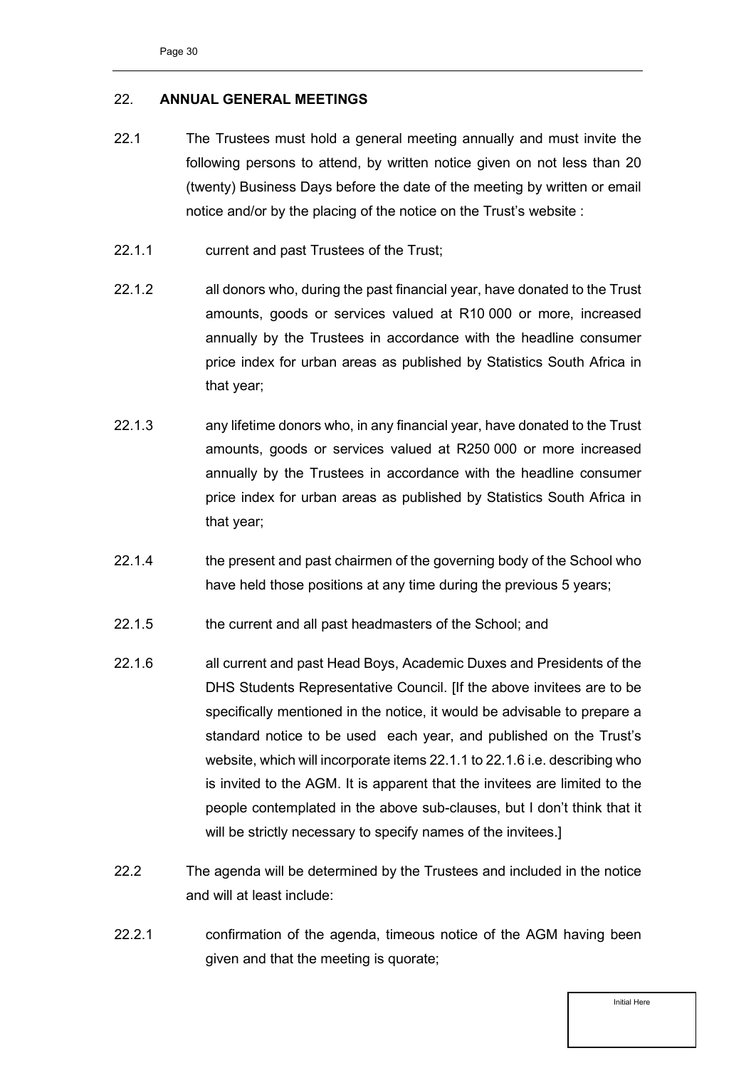## 22. ANNUAL GENERAL MEETINGS

22.1 The Trustees must hold a general meeting annually and must invite the following persons to attend, by written notice given on not less than 20 (twenty) Business Days before the date of the meeting by written or email notice and/or by the placing of the notice on the Trust's website :

22.1.1 current and past Trustees of the Trust;

22.1.2 all donors who, during the past financial year, have donated to the Trust amounts, goods or services valued at R10 000 or more, increased annually by the Trustees in accordance with the headline consumer price index for urban areas as published by Statistics South Africa in that year;

22.1.3 any lifetime donors who, in any financial year, have donated to the Trust amounts, goods or services valued at R250 000 or more increased annually by the Trustees in accordance with the headline consumer price index for urban areas as published by Statistics South Africa in that year;

22.1.4 the present and past chairmen of the governing body of the School who have held those positions at any time during the previous 5 years;

22.1.5 the current and all past headmasters of the School; and

22.1.6 all current and past Head Boys, Academic Duxes and Presidents of the DHS Students Representative Council. [If the above invitees are to be specifically mentioned in the notice, it would be advisable to prepare a standard notice to be used each year, and published on the Trust's website, which will incorporate items 22.1.1 to 22.1.6 i.e. describing who is invited to the AGM. It is apparent that the invitees are limited to the people contemplated in the above sub-clauses, but I don't think that it will be strictly necessary to specify names of the invitees.]

22.2 The agenda will be determined by the Trustees and included in the notice and will at least include:

22.2.1 confirmation of the agenda, timeous notice of the AGM having been given and that the meeting is quorate;

Initial Here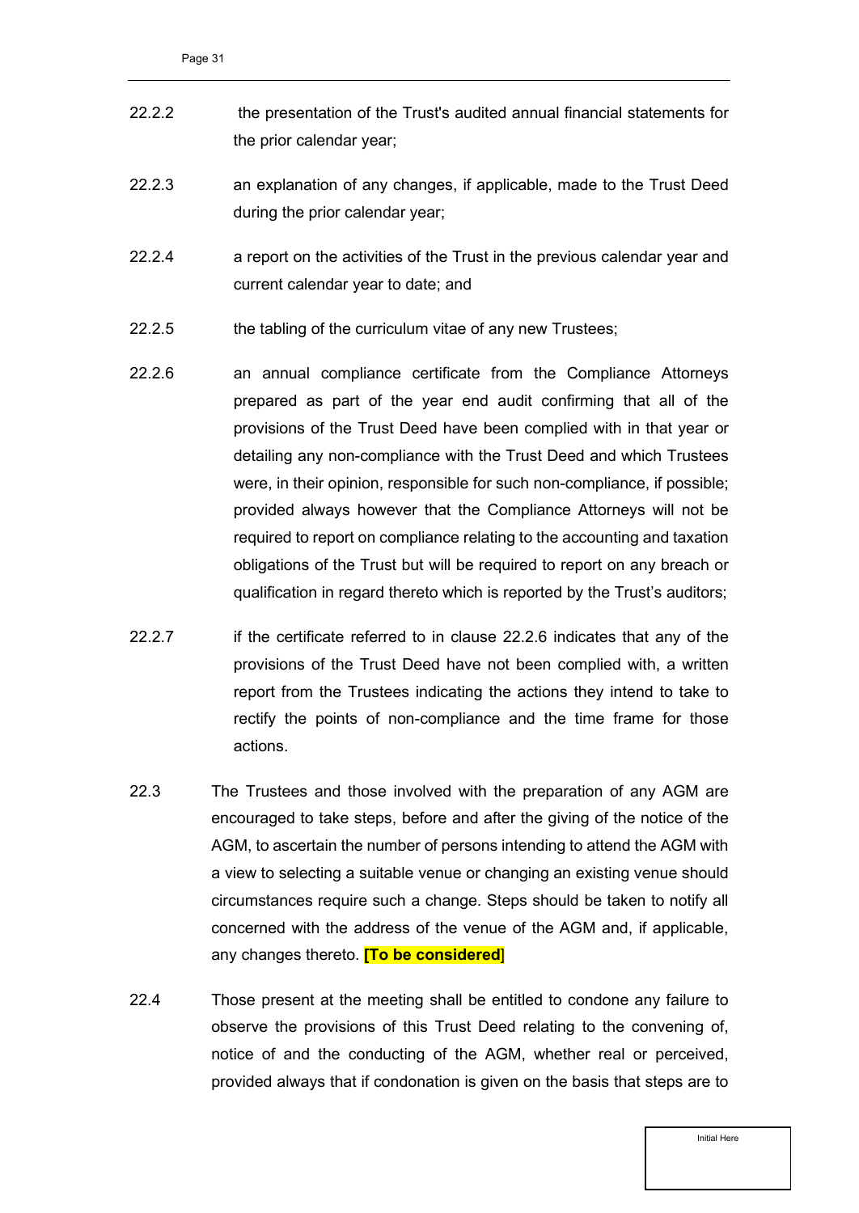22.2.2 the presentation of the Trust's audited annual financial statements for the prior calendar year;

22.2.3 an explanation of any changes, if applicable, made to the Trust Deed during the prior calendar year;

22.2.4 a report on the activities of the Trust in the previous calendar year and current calendar year to date; and

22.2.5 the tabling of the curriculum vitae of any new Trustees;

22.2.6 an annual compliance certificate from the Compliance Attorneys prepared as part of the year end audit confirming that all of the provisions of the Trust Deed have been complied with in that year or detailing any non-compliance with the Trust Deed and which Trustees were, in their opinion, responsible for such non-compliance, if possible; provided always however that the Compliance Attorneys will not be required to report on compliance relating to the accounting and taxation obligations of the Trust but will be required to report on any breach or qualification in regard thereto which is reported by the Trust's auditors;

22.2.7 if the certificate referred to in clause 22.2.6 indicates that any of the provisions of the Trust Deed have not been complied with, a written report from the Trustees indicating the actions they intend to take to rectify the points of non-compliance and the time frame for those actions.

22.3 The Trustees and those involved with the preparation of any AGM are encouraged to take steps, before and after the giving of the notice of the AGM, to ascertain the number of persons intending to attend the AGM with a view to selecting a suitable venue or changing an existing venue should circumstances require such a change. Steps should be taken to notify all concerned with the address of the venue of the AGM and, if applicable, any changes thereto. **[To be considered**]

22.4 Those present at the meeting shall be entitled to condone any failure to observe the provisions of this Trust Deed relating to the convening of, notice of and the conducting of the AGM, whether real or perceived, provided always that if condonation is given on the basis that steps are to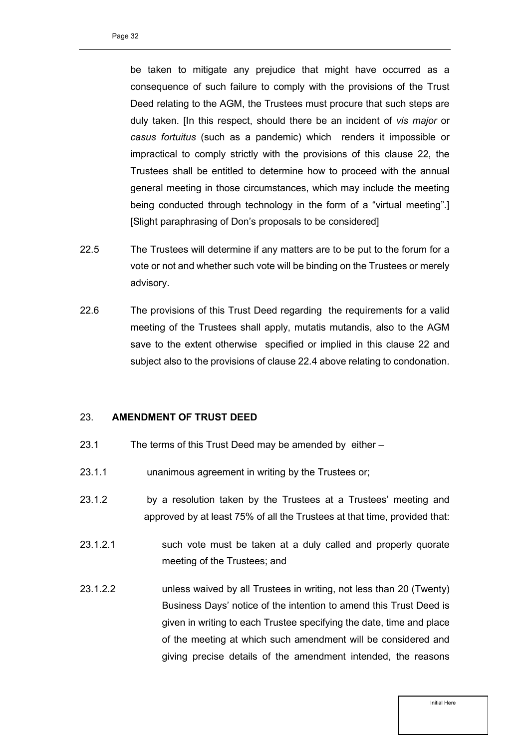be taken to mitigate any prejudice that might have occurred as a consequence of such failure to comply with the provisions of the Trust Deed relating to the AGM, the Trustees must procure that such steps are duly taken. [In this respect, should there be an incident of *vis major* or *casus fortuitus* (such as a pandemic) which renders it impossible or impractical to comply strictly with the provisions of this clause 22, the Trustees shall be entitled to determine how to proceed with the annual general meeting in those circumstances, which may include the meeting being conducted through technology in the form of a "virtual meeting".] [Slight paraphrasing of Don's proposals to be considered]

22.5 The Trustees will determine if any matters are to be put to the forum for a vote or not and whether such vote will be binding on the Trustees or merely advisory.

22.6 The provisions of this Trust Deed regarding the requirements for a valid meeting of the Trustees shall apply, mutatis mutandis, also to the AGM save to the extent otherwise specified or implied in this clause 22 and subject also to the provisions of clause 22.4 above relating to condonation.

## 23. AMENDMENT OF TRUST DEED

23.1 The terms of this Trust Deed may be amended by either –

23.1.1 unanimous agreement in writing by the Trustees or;

23.1.2 by a resolution taken by the Trustees at a Trustees' meeting and approved by at least 75% of all the Trustees at that time, provided that:

23.1.2.1 such vote must be taken at a duly called and properly quorate meeting of the Trustees; and

23.1.2.2 unless waived by all Trustees in writing, not less than 20 (Twenty) Business Days' notice of the intention to amend this Trust Deed is given in writing to each Trustee specifying the date, time and place of the meeting at which such amendment will be considered and giving precise details of the amendment intended, the reasons

Initial Here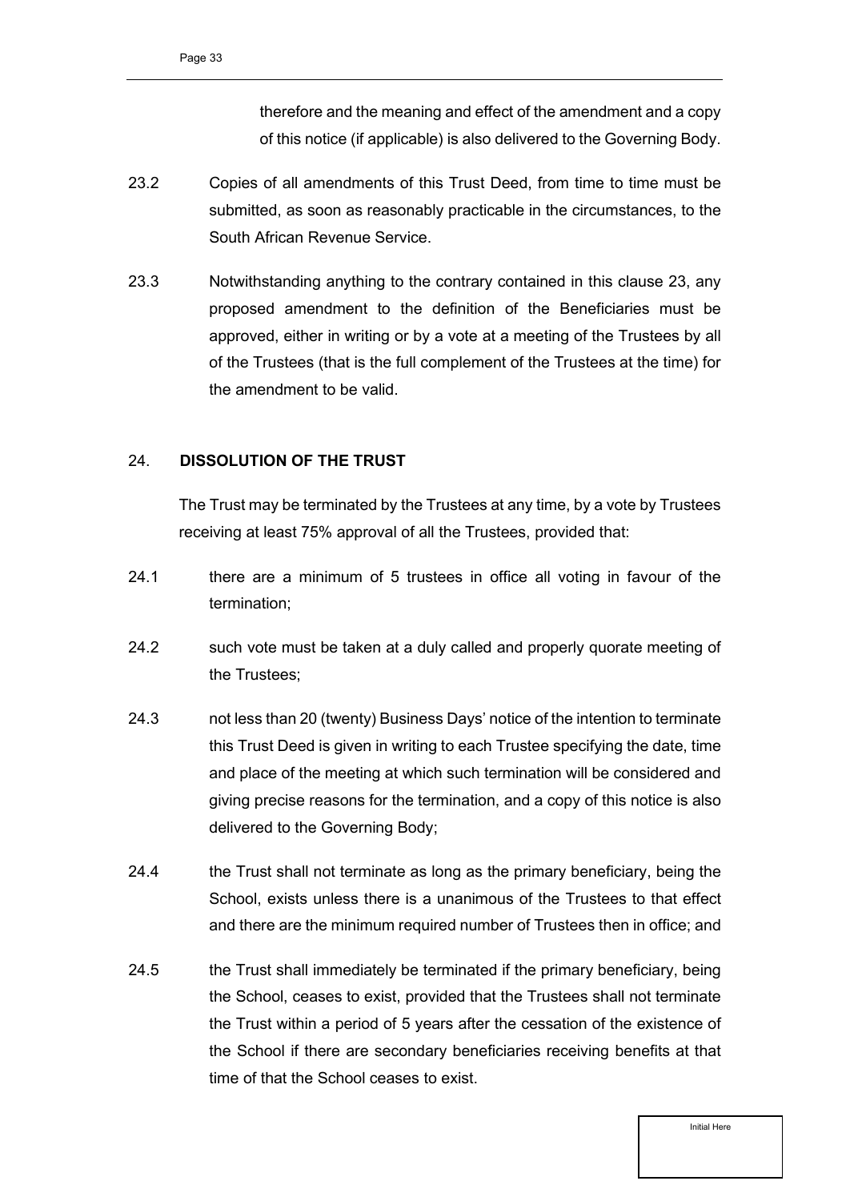therefore and the meaning and effect of the amendment and a copy of this notice (if applicable) is also delivered to the Governing Body.

23.2 Copies of all amendments of this Trust Deed, from time to time must be submitted, as soon as reasonably practicable in the circumstances, to the South African Revenue Service.

23.3 Notwithstanding anything to the contrary contained in this clause 23, any proposed amendment to the definition of the Beneficiaries must be approved, either in writing or by a vote at a meeting of the Trustees by all of the Trustees (that is the full complement of the Trustees at the time) for the amendment to be valid.

## 24. DISSOLUTION OF THE TRUST

The Trust may be terminated by the Trustees at any time, by a vote by Trustees receiving at least 75% approval of all the Trustees, provided that:

24.1 there are a minimum of 5 trustees in office all voting in favour of the termination;

24.2 such vote must be taken at a duly called and properly quorate meeting of the Trustees;

24.3 not less than 20 (twenty) Business Days' notice of the intention to terminate this Trust Deed is given in writing to each Trustee specifying the date, time and place of the meeting at which such termination will be considered and giving precise reasons for the termination, and a copy of this notice is also delivered to the Governing Body;

24.4 the Trust shall not terminate as long as the primary beneficiary, being the School, exists unless there is a unanimous of the Trustees to that effect and there are the minimum required number of Trustees then in office; and

24.5 the Trust shall immediately be terminated if the primary beneficiary, being the School, ceases to exist, provided that the Trustees shall not terminate the Trust within a period of 5 years after the cessation of the existence of the School if there are secondary beneficiaries receiving benefits at that time of that the School ceases to exist.

Initial Here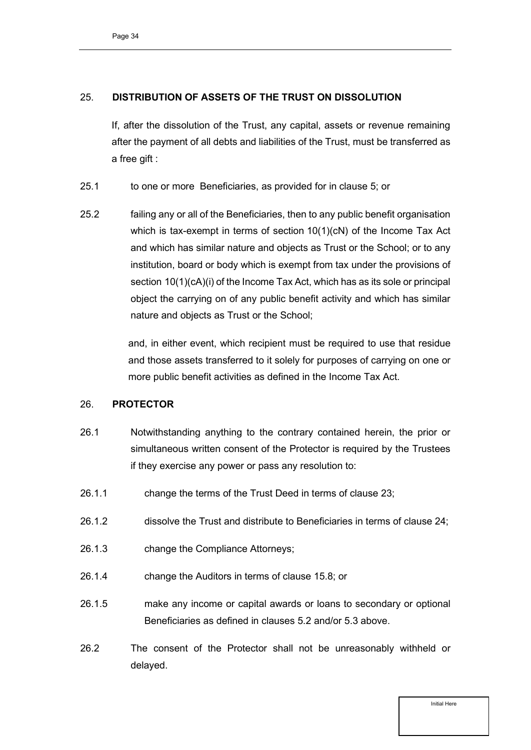## 25. DISTRIBUTION OF ASSETS OF THE TRUST ON DISSOLUTION

If, after the dissolution of the Trust, any capital, assets or revenue remaining after the payment of all debts and liabilities of the Trust, must be transferred as a free gift :

25.1 to one or more Beneficiaries, as provided for in clause 5; or

25.2 failing any or all of the Beneficiaries, then to any public benefit organisation which is tax-exempt in terms of section 10(1)(cN) of the Income Tax Act and which has similar nature and objects as Trust or the School; or to any institution, board or body which is exempt from tax under the provisions of section 10(1)(cA)(i) of the Income Tax Act, which has as its sole or principal object the carrying on of any public benefit activity and which has similar nature and objects as Trust or the School;

and, in either event, which recipient must be required to use that residue and those assets transferred to it solely for purposes of carrying on one or more public benefit activities as defined in the Income Tax Act.

## 26. PROTECTOR

26.1 Notwithstanding anything to the contrary contained herein, the prior or simultaneous written consent of the Protector is required by the Trustees if they exercise any power or pass any resolution to:

26.1.1 change the terms of the Trust Deed in terms of clause 23;

26.1.2 dissolve the Trust and distribute to Beneficiaries in terms of clause 24;

26.1.3 change the Compliance Attorneys;

26.1.4 change the Auditors in terms of clause 15.8; or

26.1.5 make any income or capital awards or loans to secondary or optional Beneficiaries as defined in clauses 5.2 and/or 5.3 above.

26.2 The consent of the Protector shall not be unreasonably withheld or delayed.

Initial Here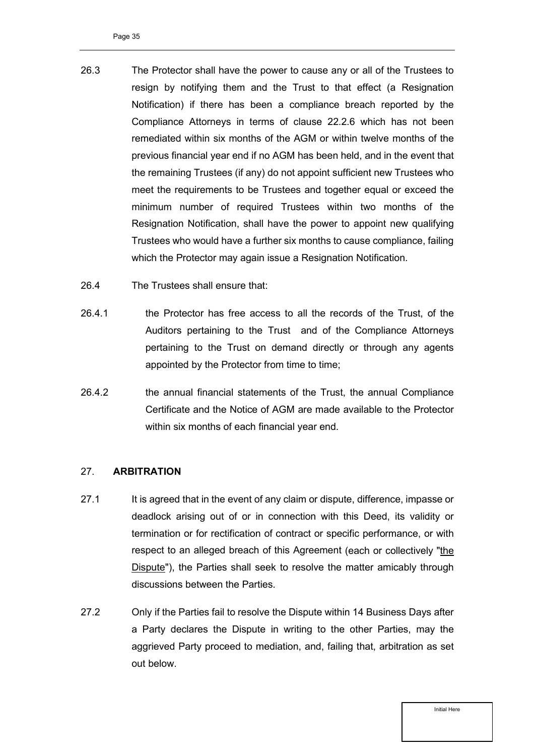26.3 The Protector shall have the power to cause any or all of the Trustees to resign by notifying them and the Trust to that effect (a Resignation Notification) if there has been a compliance breach reported by the Compliance Attorneys in terms of clause 22.2.6 which has not been remediated within six months of the AGM or within twelve months of the previous financial year end if no AGM has been held, and in the event that the remaining Trustees (if any) do not appoint sufficient new Trustees who meet the requirements to be Trustees and together equal or exceed the minimum number of required Trustees within two months of the Resignation Notification, shall have the power to appoint new qualifying Trustees who would have a further six months to cause compliance, failing which the Protector may again issue a Resignation Notification.

26.4 The Trustees shall ensure that:

26.4.1 the Protector has free access to all the records of the Trust, of the Auditors pertaining to the Trust and of the Compliance Attorneys pertaining to the Trust on demand directly or through any agents appointed by the Protector from time to time;

26.4.2 the annual financial statements of the Trust, the annual Compliance Certificate and the Notice of AGM are made available to the Protector within six months of each financial year end.

## 27. ARBITRATION

27.1 It is agreed that in the event of any claim or dispute, difference, impasse or deadlock arising out of or in connection with this Deed, its validity or termination or for rectification of contract or specific performance, or with respect to an alleged breach of this Agreement (each or collectively "the Dispute"), the Parties shall seek to resolve the matter amicably through discussions between the Parties.

27.2 Only if the Parties fail to resolve the Dispute within 14 Business Days after a Party declares the Dispute in writing to the other Parties, may the aggrieved Party proceed to mediation, and, failing that, arbitration as set out below.

Initial Here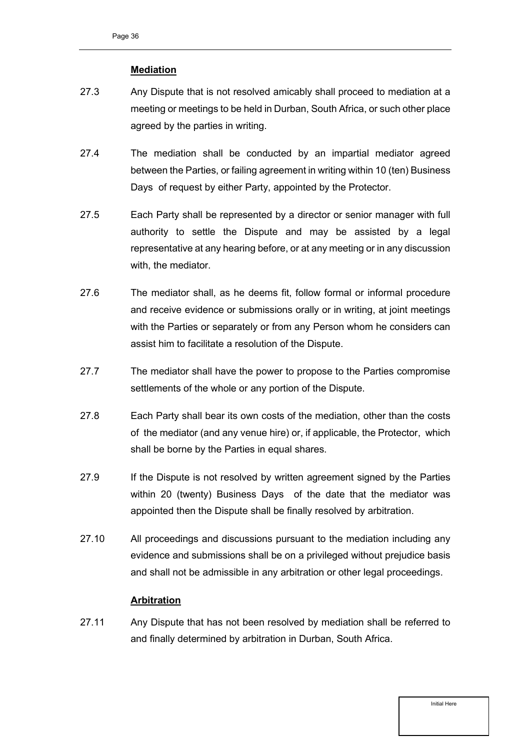**Mediation**

27.3 Any Dispute that is not resolved amicably shall proceed to mediation at a meeting or meetings to be held in Durban, South Africa, or such other place agreed by the parties in writing.

27.4 The mediation shall be conducted by an impartial mediator agreed between the Parties, or failing agreement in writing within 10 (ten) Business Days of request by either Party, appointed by the Protector.

27.5 Each Party shall be represented by a director or senior manager with full authority to settle the Dispute and may be assisted by a legal representative at any hearing before, or at any meeting or in any discussion with, the mediator.

27.6 The mediator shall, as he deems fit, follow formal or informal procedure and receive evidence or submissions orally or in writing, at joint meetings with the Parties or separately or from any Person whom he considers can assist him to facilitate a resolution of the Dispute.

27.7 The mediator shall have the power to propose to the Parties compromise settlements of the whole or any portion of the Dispute.

27.8 Each Party shall bear its own costs of the mediation, other than the costs of the mediator (and any venue hire) or, if applicable, the Protector, which shall be borne by the Parties in equal shares.

27.9 If the Dispute is not resolved by written agreement signed by the Parties within 20 (twenty) Business Days of the date that the mediator was appointed then the Dispute shall be finally resolved by arbitration.

27.10 All proceedings and discussions pursuant to the mediation including any evidence and submissions shall be on a privileged without prejudice basis and shall not be admissible in any arbitration or other legal proceedings.

**Arbitration**

27.11 Any Dispute that has not been resolved by mediation shall be referred to and finally determined by arbitration in Durban, South Africa.

Initial Here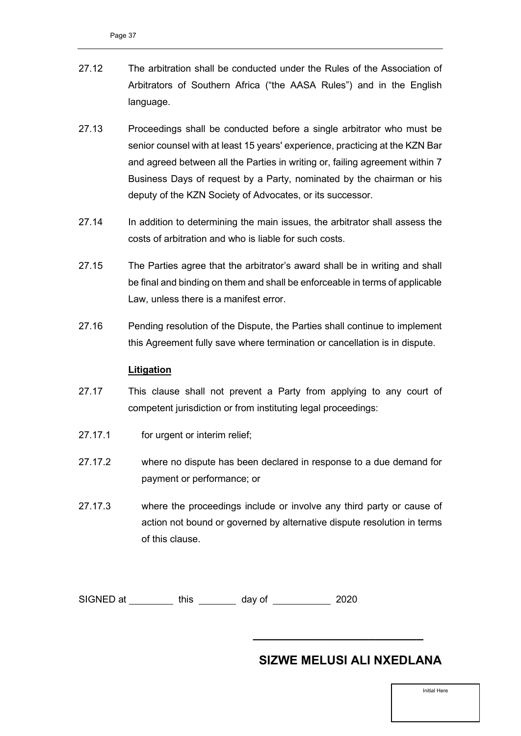27.12 The arbitration shall be conducted under the Rules of the Association of Arbitrators of Southern Africa ("the AASA Rules") and in the English language.

27.13 Proceedings shall be conducted before a single arbitrator who must be senior counsel with at least 15 years' experience, practicing at the KZN Bar and agreed between all the Parties in writing or, failing agreement within 7 Business Days of request by a Party, nominated by the chairman or his deputy of the KZN Society of Advocates, or its successor.

27.14 In addition to determining the main issues, the arbitrator shall assess the costs of arbitration and who is liable for such costs.

27.15 The Parties agree that the arbitrator's award shall be in writing and shall be final and binding on them and shall be enforceable in terms of applicable Law, unless there is a manifest error.

27.16 Pending resolution of the Dispute, the Parties shall continue to implement this Agreement fully save where termination or cancellation is in dispute.

**Litigation**

27.17 This clause shall not prevent a Party from applying to any court of competent jurisdiction or from instituting legal proceedings:

27.17.1 for urgent or interim relief;

27.17.2 where no dispute has been declared in response to a due demand for payment or performance; or

27.17.3 where the proceedings include or involve any third party or cause of action not bound or governed by alternative dispute resolution in terms of this clause.

SIGNED at ________ this _______ day of ___________ 2020

______________________________

**SIZWE MELUSI ALI NXEDLANA**

Initial Here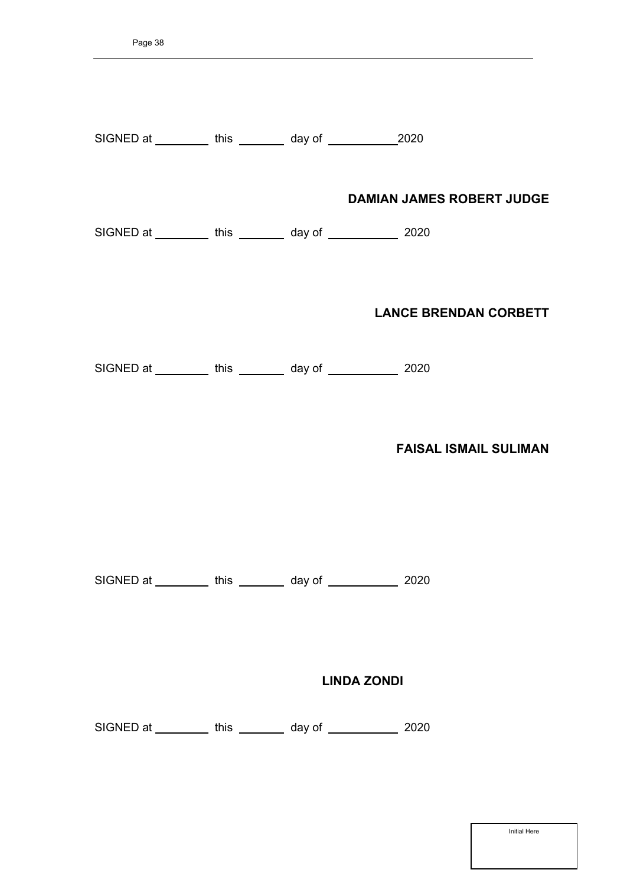SIGNED at ________ this _______ day of __________2020

**DAMIAN JAMES ROBERT JUDGE**

SIGNED at ________ this _______ day of __________ 2020

**LANCE BRENDAN CORBETT**

SIGNED at ________ this _______ day of __________ 2020

**FAISAL ISMAIL SULIMAN**

SIGNED at ________ this _______ day of __________ 2020

**LINDA ZONDI**

SIGNED at ________ this _______ day of __________ 2020

Initial Here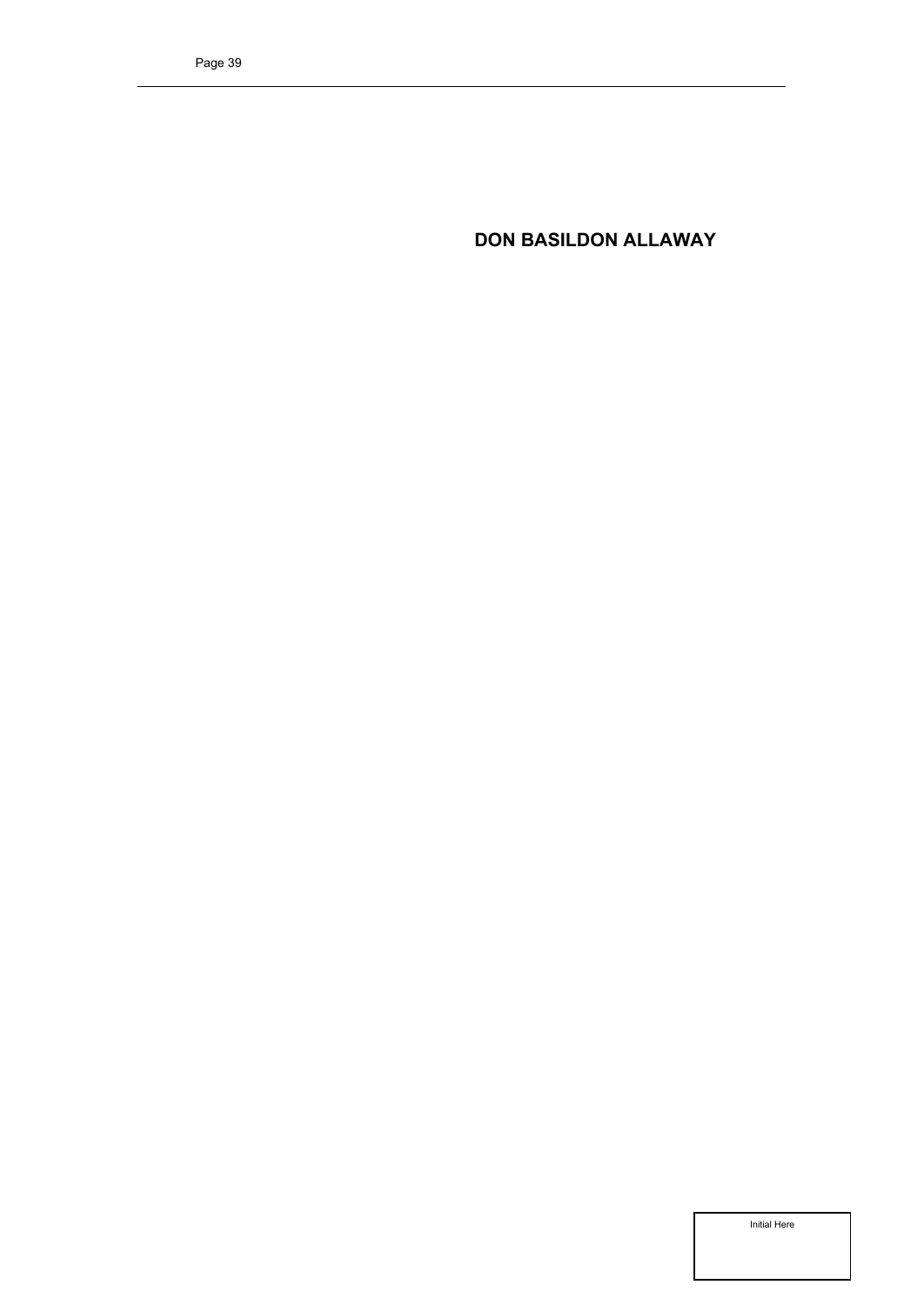**DON BASILDON ALLAWAY**

Initial Here